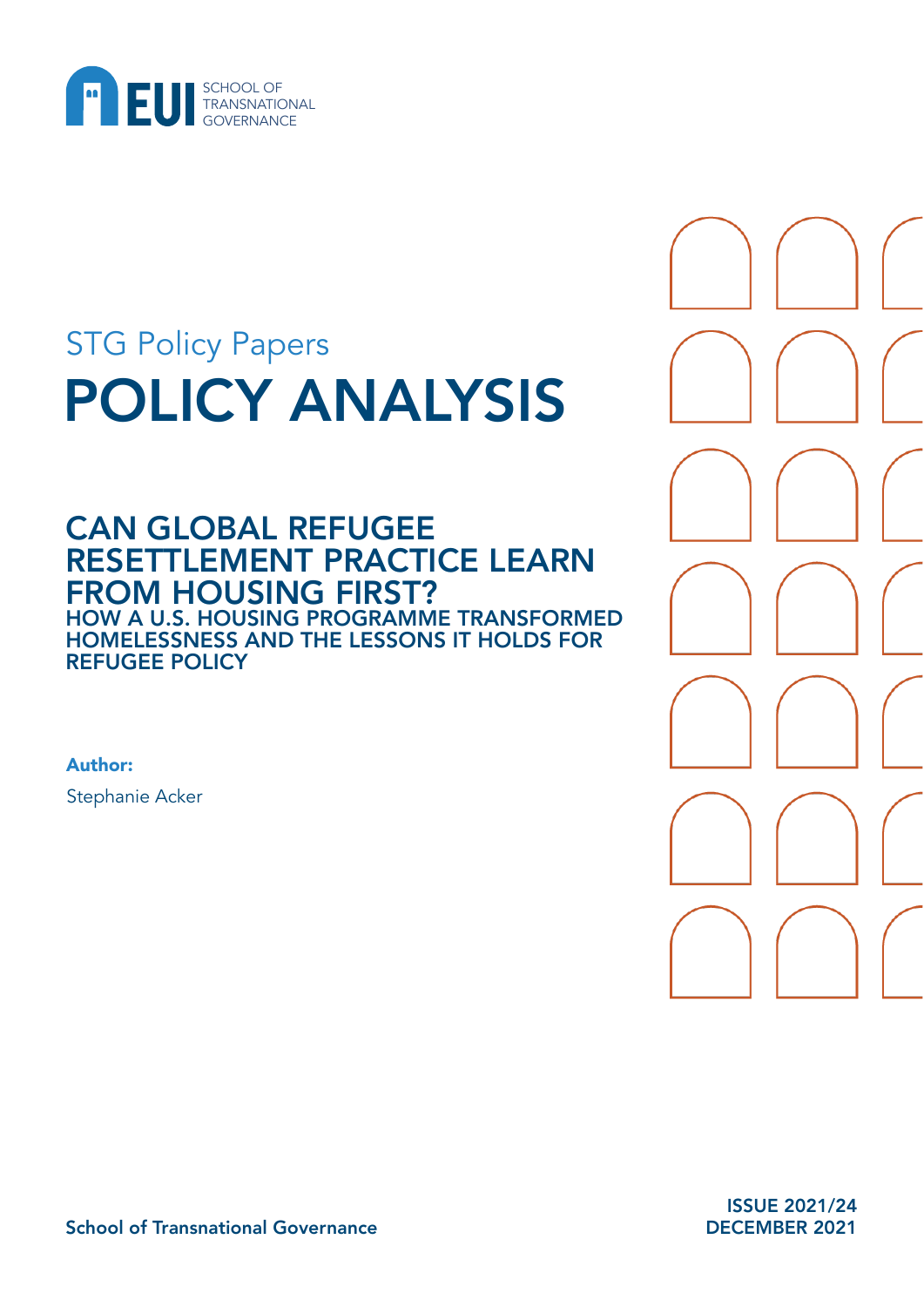EUI SCHOOL OF TRANSNATIONAL GOVERNANCE

STG Policy Papers

# POLICY ANALYSIS

## CAN GLOBAL REFUGEE RESETTLEMENT PRACTICE LEARN FROM HOUSING FIRST?

### HOW A U.S. HOUSING PROGRAMME TRANSFORMED HOMELESSNESS AND THE LESSONS IT HOLDS FOR REFUGEE POLICY

**Author:**

Stephanie Acker

School of Transnational Governance

ISSUE 2021/24
DECEMBER 2021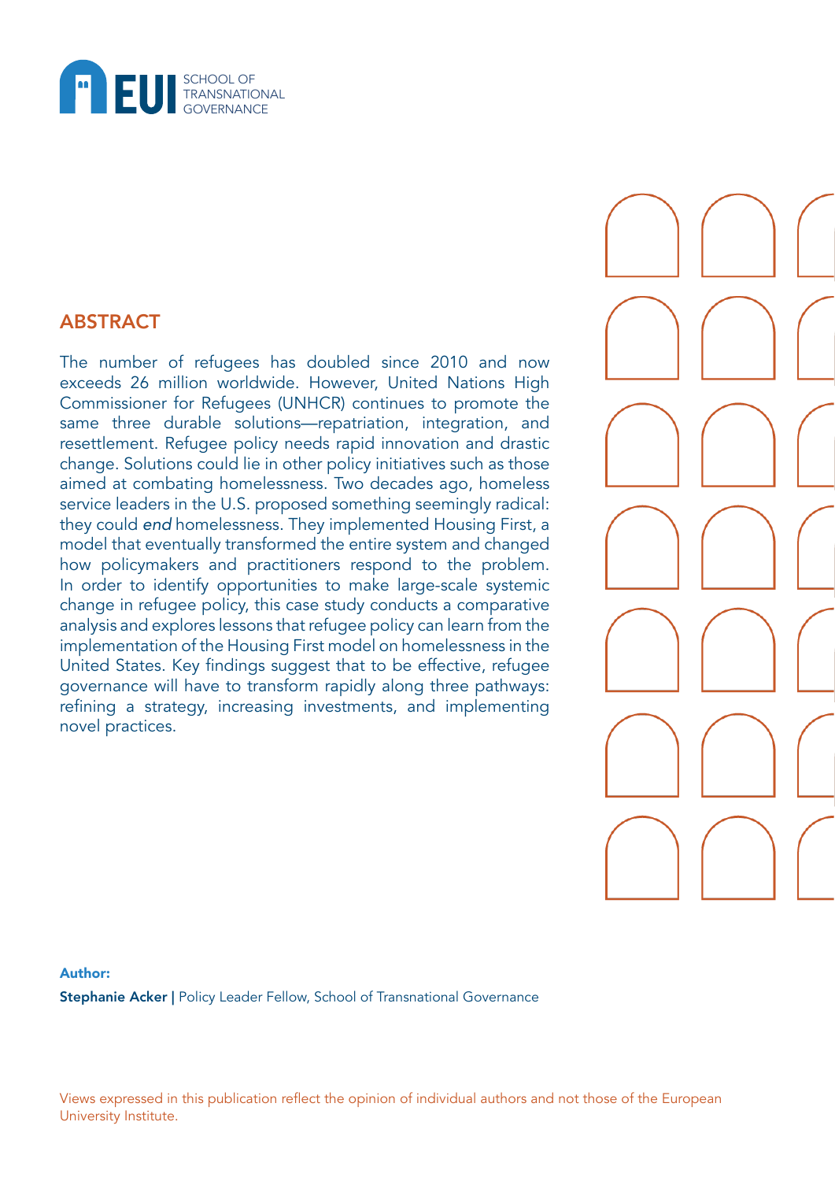## ABSTRACT

The number of refugees has doubled since 2010 and now exceeds 26 million worldwide. However, United Nations High Commissioner for Refugees (UNHCR) continues to promote the same three durable solutions—repatriation, integration, and resettlement. Refugee policy needs rapid innovation and drastic change. Solutions could lie in other policy initiatives such as those aimed at combating homelessness. Two decades ago, homeless service leaders in the U.S. proposed something seemingly radical: they could *end* homelessness. They implemented Housing First, a model that eventually transformed the entire system and changed how policymakers and practitioners respond to the problem. In order to identify opportunities to make large-scale systemic change in refugee policy, this case study conducts a comparative analysis and explores lessons that refugee policy can learn from the implementation of the Housing First model on homelessness in the United States. Key findings suggest that to be effective, refugee governance will have to transform rapidly along three pathways: refining a strategy, increasing investments, and implementing novel practices.

**Author:**

**Stephanie Acker |** Policy Leader Fellow, School of Transnational Governance

Views expressed in this publication reflect the opinion of individual authors and not those of the European University Institute.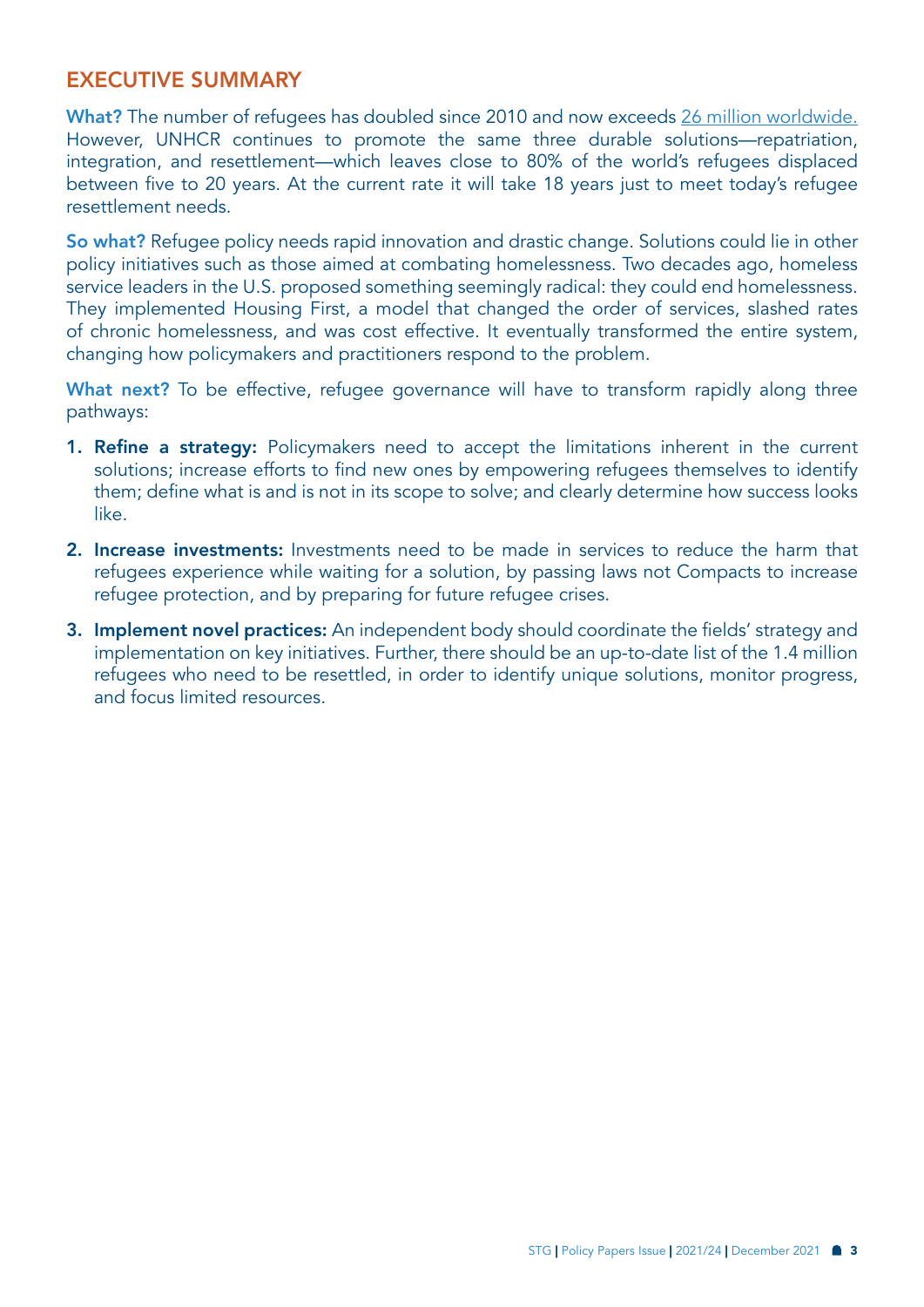## EXECUTIVE SUMMARY

**What?** The number of refugees has doubled since 2010 and now exceeds 26 million worldwide. However, UNHCR continues to promote the same three durable solutions—repatriation, integration, and resettlement—which leaves close to 80% of the world's refugees displaced between five to 20 years. At the current rate it will take 18 years just to meet today's refugee resettlement needs.

**So what?** Refugee policy needs rapid innovation and drastic change. Solutions could lie in other policy initiatives such as those aimed at combating homelessness. Two decades ago, homeless service leaders in the U.S. proposed something seemingly radical: they could end homelessness. They implemented Housing First, a model that changed the order of services, slashed rates of chronic homelessness, and was cost effective. It eventually transformed the entire system, changing how policymakers and practitioners respond to the problem.

**What next?** To be effective, refugee governance will have to transform rapidly along three pathways:

1. **Refine a strategy:** Policymakers need to accept the limitations inherent in the current solutions; increase efforts to find new ones by empowering refugees themselves to identify them; define what is and is not in its scope to solve; and clearly determine how success looks like.
2. **Increase investments:** Investments need to be made in services to reduce the harm that refugees experience while waiting for a solution, by passing laws not Compacts to increase refugee protection, and by preparing for future refugee crises.
3. **Implement novel practices:** An independent body should coordinate the fields' strategy and implementation on key initiatives. Further, there should be an up-to-date list of the 1.4 million refugees who need to be resettled, in order to identify unique solutions, monitor progress, and focus limited resources.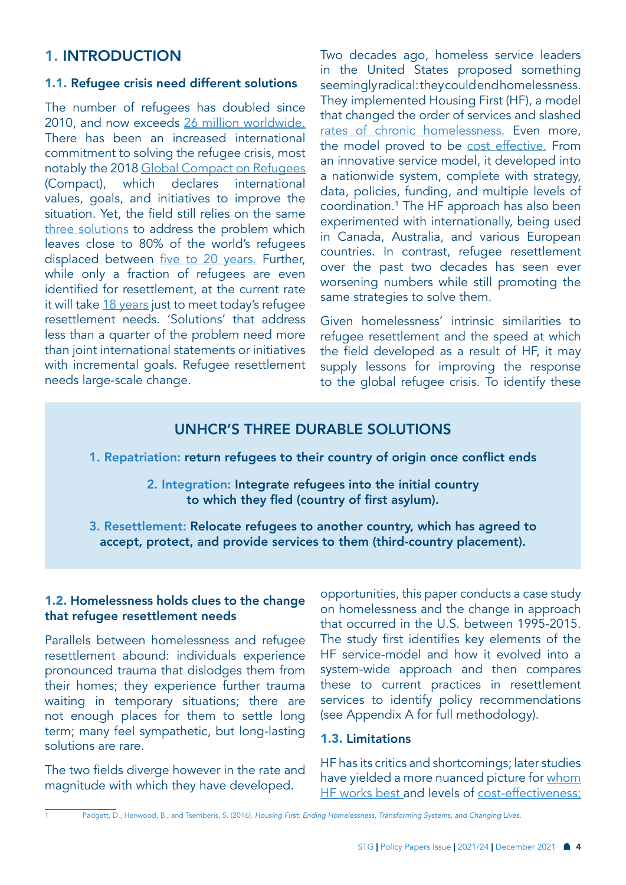## 1. INTRODUCTION

### 1.1. Refugee crisis need different solutions

The number of refugees has doubled since 2010, and now exceeds 26 million worldwide. There has been an increased international commitment to solving the refugee crisis, most notably the 2018 Global Compact on Refugees (Compact), which declares international values, goals, and initiatives to improve the situation. Yet, the field still relies on the same three solutions to address the problem which leaves close to 80% of the world's refugees displaced between five to 20 years. Further, while only a fraction of refugees are even identified for resettlement, at the current rate it will take 18 years just to meet today's refugee resettlement needs. 'Solutions' that address less than a quarter of the problem need more than joint international statements or initiatives with incremental goals. Refugee resettlement needs large-scale change.

Two decades ago, homeless service leaders in the United States proposed something seemingly radical: they could end homelessness. They implemented Housing First (HF), a model that changed the order of services and slashed rates of chronic homelessness. Even more, the model proved to be cost effective. From an innovative service model, it developed into a nationwide system, complete with strategy, data, policies, funding, and multiple levels of coordination.[1] The HF approach has also been experimented with internationally, being used in Canada, Australia, and various European countries. In contrast, refugee resettlement over the past two decades has seen ever worsening numbers while still promoting the same strategies to solve them.

Given homelessness' intrinsic similarities to refugee resettlement and the speed at which the field developed as a result of HF, it may supply lessons for improving the response to the global refugee crisis. To identify these opportunities, this paper conducts a case study on homelessness and the change in approach that occurred in the U.S. between 1995-2015. The study first identifies key elements of the HF service-model and how it evolved into a system-wide approach and then compares these to current practices in resettlement services to identify policy recommendations (see Appendix A for full methodology).

> **UNHCR'S THREE DURABLE SOLUTIONS**
>
> 1. **Repatriation:** return refugees to their country of origin once conflict ends
> 2. **Integration:** Integrate refugees into the initial country to which they fled (country of first asylum).
> 3. **Resettlement:** Relocate refugees to another country, which has agreed to accept, protect, and provide services to them (third-country placement).

### 1.2. Homelessness holds clues to the change that refugee resettlement needs

Parallels between homelessness and refugee resettlement abound: individuals experience pronounced trauma that dislodges them from their homes; they experience further trauma waiting in temporary situations; there are not enough places for them to settle long term; many feel sympathetic, but long-lasting solutions are rare.

The two fields diverge however in the rate and magnitude with which they have developed.

### 1.3. Limitations

HF has its critics and shortcomings; later studies have yielded a more nuanced picture for whom HF works best and levels of cost-effectiveness;

---

[1] Padgett, D., Henwood, B., and Tsemberis, S. (2016). *Housing First: Ending Homelessness, Transforming Systems, and Changing Lives.*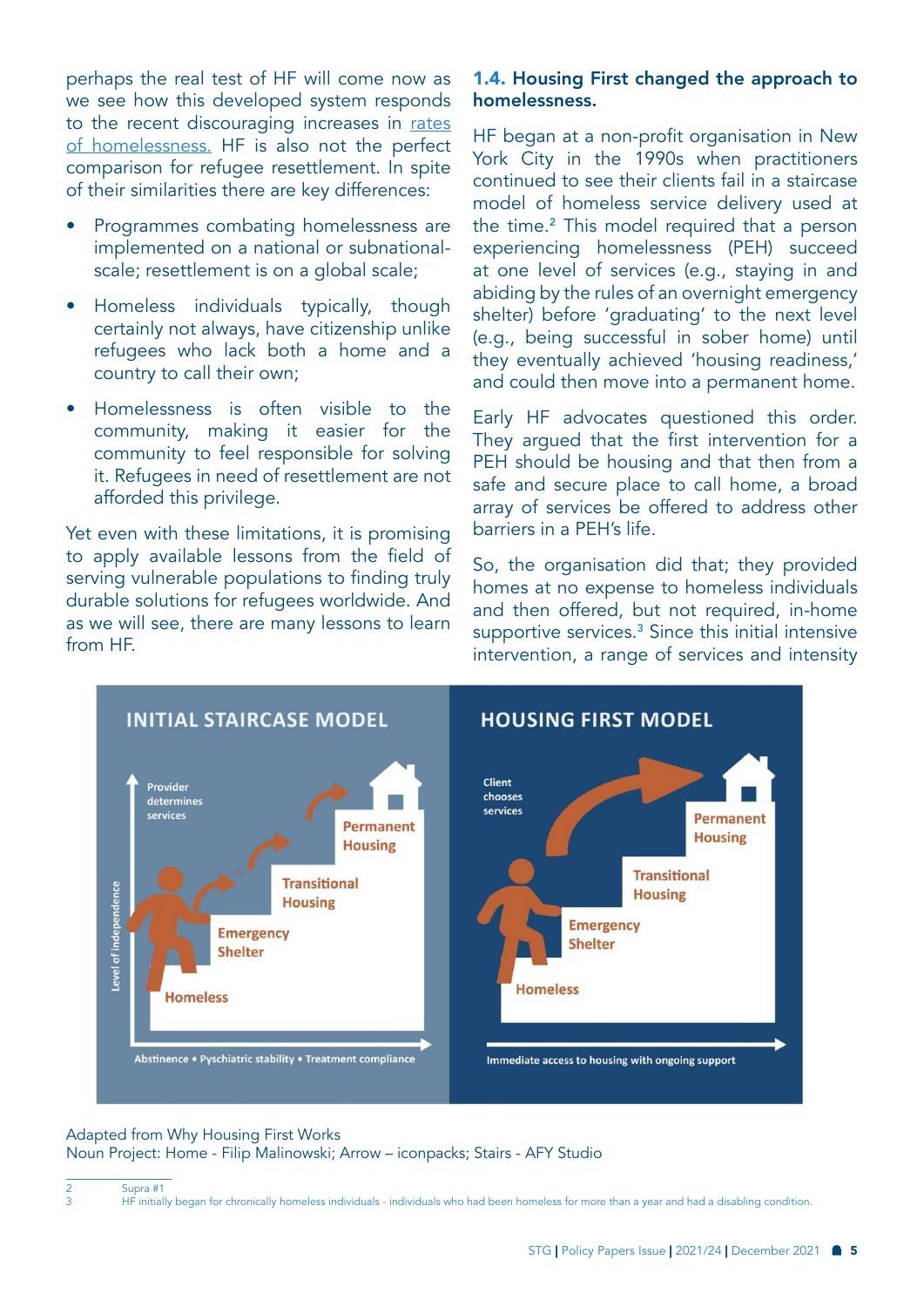perhaps the real test of HF will come now as we see how this developed system responds to the recent discouraging increases in rates of homelessness. HF is also not the perfect comparison for refugee resettlement. In spite of their similarities there are key differences:

- Programmes combating homelessness are implemented on a national or subnational-scale; resettlement is on a global scale;
- Homeless individuals typically, though certainly not always, have citizenship unlike refugees who lack both a home and a country to call their own;
- Homelessness is often visible to the community, making it easier for the community to feel responsible for solving it. Refugees in need of resettlement are not afforded this privilege.

Yet even with these limitations, it is promising to apply available lessons from the field of serving vulnerable populations to finding truly durable solutions for refugees worldwide. And as we will see, there are many lessons to learn from HF.

### 1.4. Housing First changed the approach to homelessness.

HF began at a non-profit organisation in New York City in the 1990s when practitioners continued to see their clients fail in a staircase model of homelessness service delivery used at the time.[2] This model required that a person experiencing homelessness (PEH) succeed at one level of services (e.g., staying in and abiding by the rules of an overnight emergency shelter) before 'graduating' to the next level (e.g., being successful in sober home) until they eventually achieved 'housing readiness,' and could then move into a permanent home.

Early HF advocates questioned this order. They argued that the first intervention for a PEH should be housing and that then from a safe and secure place to call home, a broad array of services be offered to address other barriers in a PEH's life.

So, the organisation did that; they provided homes at no expense to homeless individuals and then offered, but not required, in-home supportive services.[3] Since this initial intensive intervention, a range of services and intensity

**INITIAL STAIRCASE MODEL**

Provider determines services

Level of independence

Homeless → Emergency Shelter → Transitional Housing → Permanent Housing

Abstinence • Pyschiatric stability • Treatment compliance

**HOUSING FIRST MODEL**

Client chooses services

Homeless → Emergency Shelter → Transitional Housing → Permanent Housing

Immediate access to housing with ongoing support

Adapted from Why Housing First Works
Noun Project: Home - Filip Malinowski; Arrow – iconpacks; Stairs - AFY Studio

---

2 Supra #1

3 HF initially began for chronically homeless individuals - individuals who had been homeless for more than a year and had a disabling condition.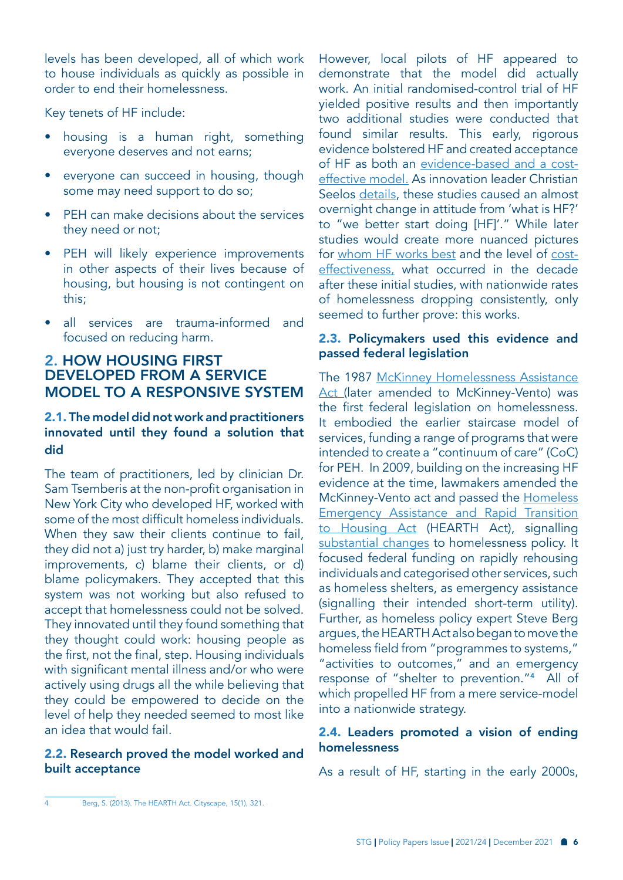levels has been developed, all of which work to house individuals as quickly as possible in order to end their homelessness.

Key tenets of HF include:

- housing is a human right, something everyone deserves and not earns;
- everyone can succeed in housing, though some may need support to do so;
- PEH can make decisions about the services they need or not;
- PEH will likely experience improvements in other aspects of their lives because of housing, but housing is not contingent on this;
- all services are trauma-informed and focused on reducing harm.

## 2. HOW HOUSING FIRST DEVELOPED FROM A SERVICE MODEL TO A RESPONSIVE SYSTEM

### 2.1. The model did not work and practitioners innovated until they found a solution that did

The team of practitioners, led by clinician Dr. Sam Tsemberis at the non-profit organisation in New York City who developed HF, worked with some of the most difficult homeless individuals. When they saw their clients continue to fail, they did not a) just try harder, b) make marginal improvements, c) blame their clients, or d) blame policymakers. They accepted that this system was not working but also refused to accept that homelessness could not be solved. They innovated until they found something that they thought could work: housing people as the first, not the final, step. Housing individuals with significant mental illness and/or who were actively using drugs all the while believing that they could be empowered to decide on the level of help they needed seemed to most like an idea that would fail.

### 2.2. Research proved the model worked and built acceptance

However, local pilots of HF appeared to demonstrate that the model did actually work. An initial randomised-control trial of HF yielded positive results and then importantly two additional studies were conducted that found similar results. This early, rigorous evidence bolstered HF and created acceptance of HF as both an evidence-based and a cost-effective model. As innovation leader Christian Seelos details, these studies caused an almost overnight change in attitude from 'what is HF?' to "we better start doing [HF]'." While later studies would create more nuanced pictures for whom HF works best and the level of cost-effectiveness, what occurred in the decade after these initial studies, with nationwide rates of homelessness dropping consistently, only seemed to further prove: this works.

### 2.3. Policymakers used this evidence and passed federal legislation

The 1987 McKinney Homelessness Assistance Act (later amended to McKinney-Vento) was the first federal legislation on homelessness. It embodied the earlier staircase model of services, funding a range of programs that were intended to create a "continuum of care" (CoC) for PEH. In 2009, building on the increasing HF evidence at the time, lawmakers amended the McKinney-Vento act and passed the Homeless Emergency Assistance and Rapid Transition to Housing Act (HEARTH Act), signalling substantial changes to homelessness policy. It focused federal funding on rapidly rehousing individuals and categorised other services, such as homeless shelters, as emergency assistance (signalling their intended short-term utility). Further, as homeless policy expert Steve Berg argues, the HEARTH Act also began to move the homeless field from "programmes to systems," "activities to outcomes," and an emergency response of "shelter to prevention."[4] All of which propelled HF from a mere service-model into a nationwide strategy.

### 2.4. Leaders promoted a vision of ending homelessness

As a result of HF, starting in the early 2000s,

---

4 Berg, S. (2013). The HEARTH Act. Cityscape, 15(1), 321.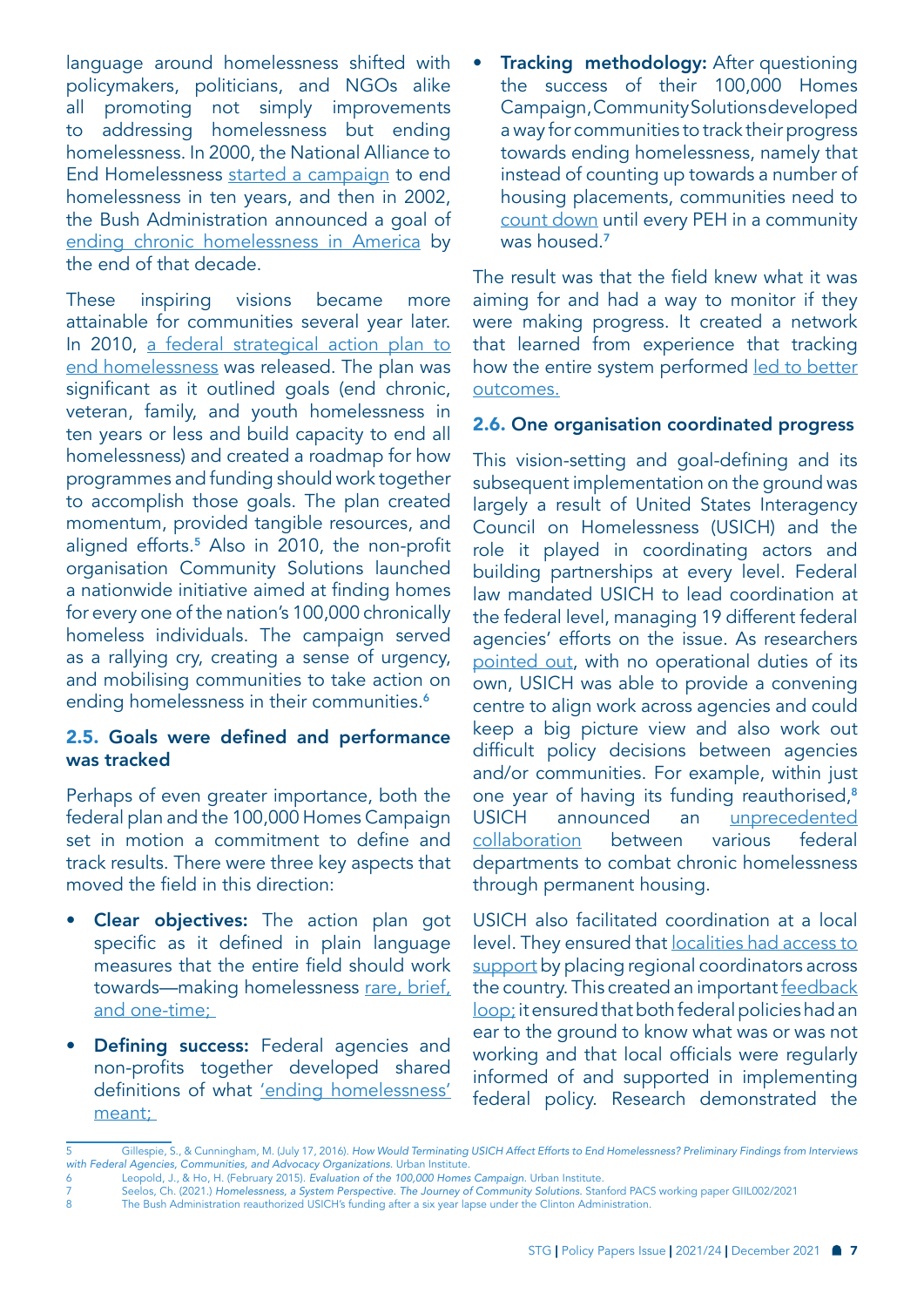language around homelessness shifted with policymakers, politicians, and NGOs alike all promoting not simply improvements to addressing homelessness but ending homelessness. In 2000, the National Alliance to End Homelessness started a campaign to end homelessness in ten years, and then in 2002, the Bush Administration announced a goal of ending chronic homelessness in America by the end of that decade.

These inspiring visions became more attainable for communities several year later. In 2010, a federal strategical action plan to end homelessness was released. The plan was significant as it outlined goals (end chronic, veteran, family, and youth homelessness in ten years or less and build capacity to end all homelessness) and created a roadmap for how programmes and funding should work together to accomplish those goals. The plan created momentum, provided tangible resources, and aligned efforts.[5] Also in 2010, the non-profit organisation Community Solutions launched a nationwide initiative aimed at finding homes for every one of the nation's 100,000 chronically homeless individuals. The campaign served as a rallying cry, creating a sense of urgency, and mobilising communities to take action on ending homelessness in their communities.[6]

### 2.5. Goals were defined and performance was tracked

Perhaps of even greater importance, both the federal plan and the 100,000 Homes Campaign set in motion a commitment to define and track results. There were three key aspects that moved the field in this direction:

- **Clear objectives:** The action plan got specific as it defined in plain language measures that the entire field should work towards—making homelessness rare, brief, and one-time;
- **Defining success:** Federal agencies and non-profits together developed shared definitions of what 'ending homelessness' meant;
- **Tracking methodology:** After questioning the success of their 100,000 Homes Campaign, Community Solutions developed a way for communities to track their progress towards ending homelessness, namely that instead of counting up towards a number of housing placements, communities need to count down until every PEH in a community was housed.[7]

The result was that the field knew what it was aiming for and had a way to monitor if they were making progress. It created a network that learned from experience that tracking how the entire system performed led to better outcomes.

### 2.6. One organisation coordinated progress

This vision-setting and goal-defining and its subsequent implementation on the ground was largely a result of United States Interagency Council on Homelessness (USICH) and the role it played in coordinating actors and building partnerships at every level. Federal law mandated USICH to lead coordination at the federal level, managing 19 different federal agencies' efforts on the issue. As researchers pointed out, with no operational duties of its own, USICH was able to provide a convening centre to align work across agencies and could keep a big picture view and also work out difficult policy decisions between agencies and/or communities. For example, within just one year of having its funding reauthorised,[8] USICH announced an unprecedented collaboration between various federal departments to combat chronic homelessness through permanent housing.

USICH also facilitated coordination at a local level. They ensured that localities had access to support by placing regional coordinators across the country. This created an important feedback loop; it ensured that both federal policies had an ear to the ground to know what was or was not working and that local officials were regularly informed of and supported in implementing federal policy. Research demonstrated the

---

5 Gillespie, S., & Cunningham, M. (July 17, 2016). *How Would Terminating USICH Affect Efforts to End Homelessness? Preliminary Findings from Interviews with Federal Agencies, Communities, and Advocacy Organizations.* Urban Institute.

6 Leopold, J., & Ho, H. (February 2015). *Evaluation of the 100,000 Homes Campaign.* Urban Institute.

7 Seelos, Ch. (2021.) *Homelessness, a System Perspective. The Journey of Community Solutions.* Stanford PACS working paper GIIL002/2021

8 The Bush Administration reauthorized USICH's funding after a six year lapse under the Clinton Administration.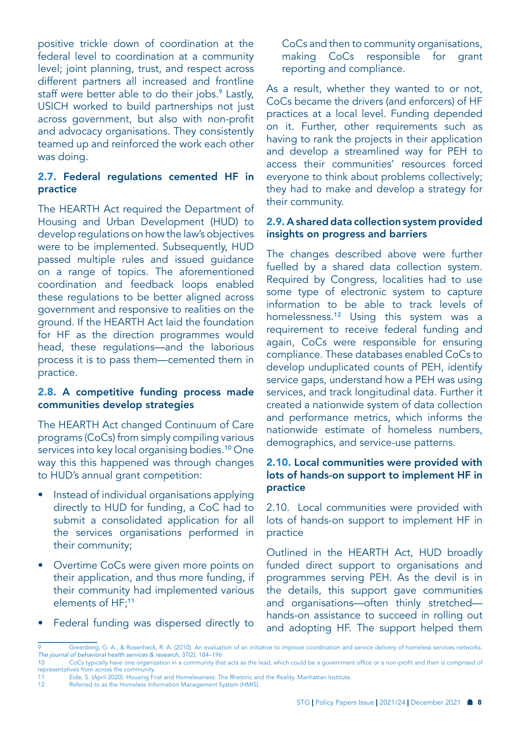positive trickle down of coordination at the federal level to coordination at a community level; joint planning, trust, and respect across different partners all increased and frontline staff were better able to do their jobs.[9] Lastly, USICH worked to build partnerships not just across government, but also with non-profit and advocacy organisations. They consistently teamed up and reinforced the work each other was doing.

### 2.7. Federal regulations cemented HF in practice

The HEARTH Act required the Department of Housing and Urban Development (HUD) to develop regulations on how the law's objectives were to be implemented. Subsequently, HUD passed multiple rules and issued guidance on a range of topics. The aforementioned coordination and feedback loops enabled these regulations to be better aligned across government and responsive to realities on the ground. If the HEARTH Act laid the foundation for HF as the direction programmes would head, these regulations—and the laborious process it is to pass them—cemented them in practice.

### 2.8. A competitive funding process made communities develop strategies

The HEARTH Act changed Continuum of Care programs (CoCs) from simply compiling various services into key local organising bodies.[10] One way this this happened was through changes to HUD's annual grant competition:

- Instead of individual organisations applying directly to HUD for funding, a CoC had to submit a consolidated application for all the services organisations performed in their community;
- Overtime CoCs were given more points on their application, and thus more funding, if their community had implemented various elements of HF;[11]
- Federal funding was dispersed directly to CoCs and then to community organisations, making CoCs responsible for grant reporting and compliance.

As a result, whether they wanted to or not, CoCs became the drivers (and enforcers) of HF practices at a local level. Funding depended on it. Further, other requirements such as having to rank the projects in their application and develop a streamlined way for PEH to access their communities' resources forced everyone to think about problems collectively; they had to make and develop a strategy for their community.

### 2.9. A shared data collection system provided insights on progress and barriers

The changes described above were further fuelled by a shared data collection system. Required by Congress, localities had to use some type of electronic system to capture information to be able to track levels of homelessness.[12] Using this system was a requirement to receive federal funding and again, CoCs were responsible for ensuring compliance. These databases enabled CoCs to develop unduplicated counts of PEH, identify service gaps, understand how a PEH was using services, and track longitudinal data. Further it created a nationwide system of data collection and performance metrics, which informs the nationwide estimate of homeless numbers, demographics, and service-use patterns.

### 2.10. Local communities were provided with lots of hands-on support to implement HF in practice

2.10. Local communities were provided with lots of hands-on support to implement HF in practice

Outlined in the HEARTH Act, HUD broadly funded direct support to organisations and programmes serving PEH. As the devil is in the details, this support gave communities and organisations—often thinly stretched—hands-on assistance to succeed in rolling out and adopting HF. The support helped them

---

9 Greenberg, G. A., & Rosenheck, R. A. (2010). An evaluation of an initiative to improve coordination and service delivery of homeless services networks. *The journal of behavioral health services & research*, 37(2), 184–196

10 CoCs typically have one organization in a community that acts as the lead, which could be a government office or a non-profit and then is comprised of representatives from across the community.

11 Eide, S. (April 2020). Housing First and Homelessness: The Rhetoric and the Reality. Manhattan Institute.

12 Referred to as the Homeless Information Management System (HMIS).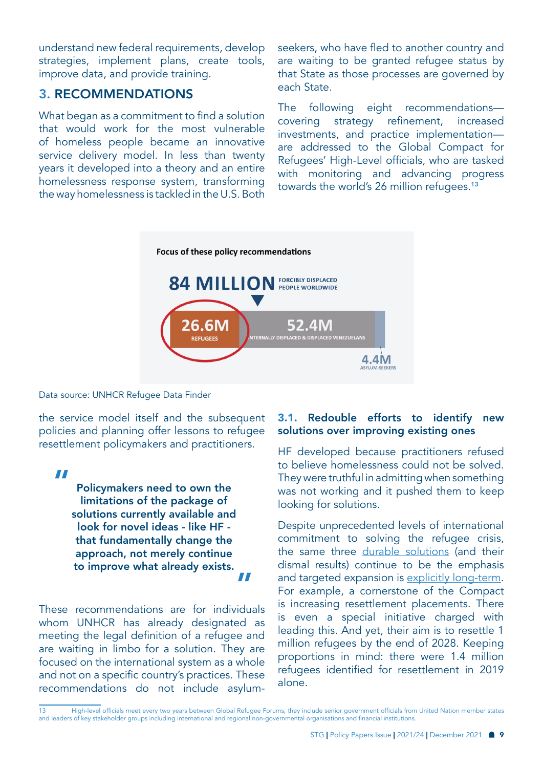understand new federal requirements, develop strategies, implement plans, create tools, improve data, and provide training.

## 3. RECOMMENDATIONS

What began as a commitment to find a solution that would work for the most vulnerable of homeless people became an innovative service delivery model. In less than twenty years it developed into a theory and an entire homelessness response system, transforming the way homelessness is tackled in the U.S. Both the service model itself and the subsequent policies and planning offer lessons to refugee resettlement policymakers and practitioners.

> **Policymakers need to own the limitations of the package of solutions currently available and look for novel ideas - like HF - that fundamentally change the approach, not merely continue to improve what already exists.**

These recommendations are for individuals whom UNHCR has already designated as meeting the legal definition of a refugee and are waiting in limbo for a solution. They are focused on the international system as a whole and not on a specific country's practices. These recommendations do not include asylum-seekers, who have fled to another country and are waiting to be granted refugee status by that State as those processes are governed by each State.

The following eight recommendations—covering strategy refinement, increased investments, and practice implementation—are addressed to the Global Compact for Refugees' High-Level officials, who are tasked with monitoring and advancing progress towards the world's 26 million refugees.[13]

**Focus of these policy recommendations**

**84 MILLION** FORCIBLY DISPLACED PEOPLE WORLDWIDE

**26.6M** REFUGEES | **52.4M** INTERNALLY DISPLACED & DISPLACED VENEZUELANS | **4.4M** ASYLUM-SEEKERS

Data source: UNHCR Refugee Data Finder

### 3.1. Redouble efforts to identify new solutions over improving existing ones

HF developed because practitioners refused to believe homelessness could not be solved. They were truthful in admitting when something was not working and it pushed them to keep looking for solutions.

Despite unprecedented levels of international commitment to solving the refugee crisis, the same three durable solutions (and their dismal results) continue to be the emphasis and targeted expansion is explicitly long-term. For example, a cornerstone of the Compact is increasing resettlement placements. There is even a special initiative charged with leading this. And yet, their aim is to resettle 1 million refugees by the end of 2028. Keeping proportions in mind: there were 1.4 million refugees identified for resettlement in 2019 alone.

---

13 High-level officials meet every two years between Global Refugee Forums; they include senior government officials from United Nation member states and leaders of key stakeholder groups including international and regional non-governmental organisations and financial institutions.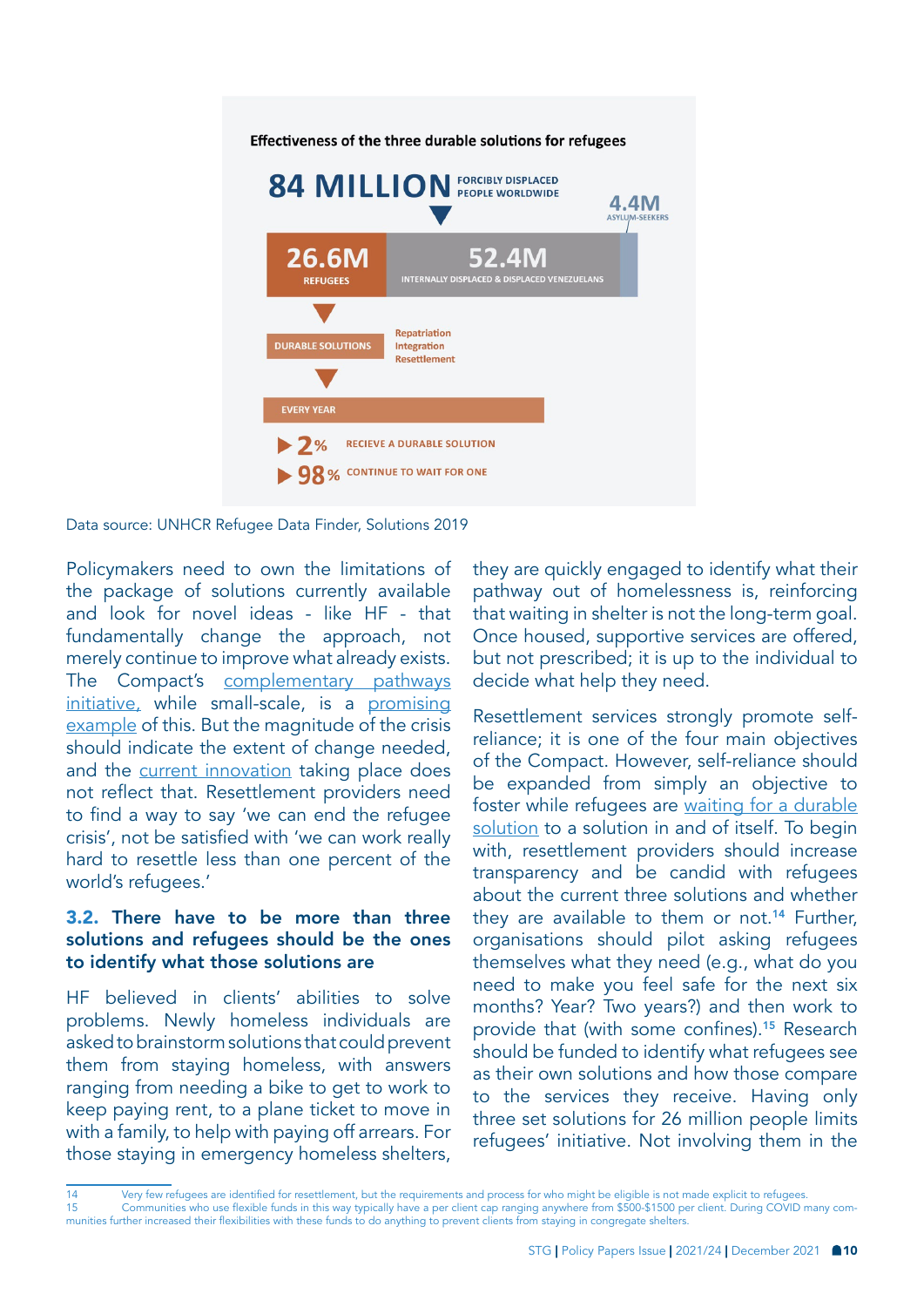**Effectiveness of the three durable solutions for refugees**

**84 MILLION** FORCIBLY DISPLACED PEOPLE WORLDWIDE

**26.6M** REFUGEES

**52.4M** INTERNALLY DISPLACED & DISPLACED VENEZUELANS

**4.4M** ASYLUM-SEEKERS

DURABLE SOLUTIONS: Repatriation, Integration, Resettlement

EVERY YEAR

- **2%** RECIEVE A DURABLE SOLUTION
- **98%** CONTINUE TO WAIT FOR ONE

Data source: UNHCR Refugee Data Finder, Solutions 2019

Policymakers need to own the limitations of the package of solutions currently available and look for novel ideas - like HF - that fundamentally change the approach, not merely continue to improve what already exists. The Compact's complementary pathways initiative, while small-scale, is a promising example of this. But the magnitude of the crisis should indicate the extent of change needed, and the current innovation taking place does not reflect that. Resettlement providers need to find a way to say 'we can end the refugee crisis', not be satisfied with 'we can work really hard to resettle less than one percent of the world's refugees.'

### 3.2. There have to be more than three solutions and refugees should be the ones to identify what those solutions are

HF believed in clients' abilities to solve problems. Newly homeless individuals are asked to brainstorm solutions that could prevent them from staying homeless, with answers ranging from needing a bike to get to work to keep paying rent, to a plane ticket to move in with a family, to help with paying off arrears. For those staying in emergency homeless shelters, they are quickly engaged to identify what their pathway out of homelessness is, reinforcing that waiting in shelter is not the long-term goal. Once housed, supportive services are offered, but not prescribed; it is up to the individual to decide what help they need.

Resettlement services strongly promote self-reliance; it is one of the four main objectives of the Compact. However, self-reliance should be expanded from simply an objective to foster while refugees are waiting for a durable solution to a solution in and of itself. To begin with, resettlement providers should increase transparency and be candid with refugees about the current three solutions and whether they are available to them or not.[14] Further, organisations should pilot asking refugees themselves what they need (e.g., what do you need to make you feel safe for the next six months? Year? Two years?) and then work to provide that (with some confines).[15] Research should be funded to identify what refugees see as their own solutions and how those compare to the services they receive. Having only three set solutions for 26 million people limits refugees' initiative. Not involving them in the

---

14 Very few refugees are identified for resettlement, but the requirements and process for who might be eligible is not made explicit to refugees.

15 Communities who use flexible funds in this way typically have a per client cap ranging anywhere from $500-$1500 per client. During COVID many communities further increased their flexibilities with these funds to do anything to prevent clients from staying in congregate shelters.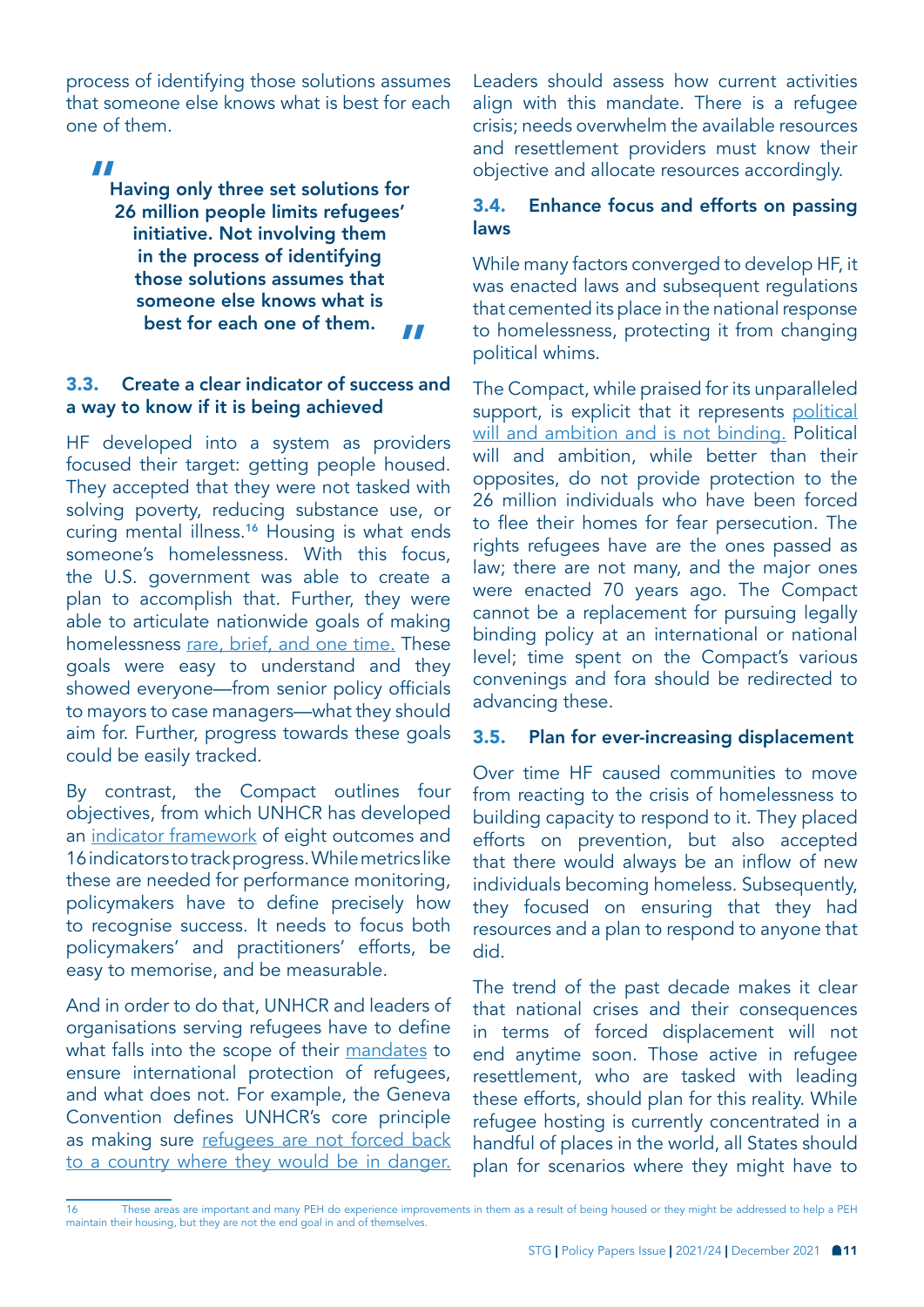process of identifying those solutions assumes that someone else knows what is best for each one of them.

> **Having only three set solutions for 26 million people limits refugees' initiative. Not involving them in the process of identifying those solutions assumes that someone else knows what is best for each one of them.**

### 3.3. Create a clear indicator of success and a way to know if it is being achieved

HF developed into a system as providers focused their target: getting people housed. They accepted that they were not tasked with solving poverty, reducing substance use, or curing mental illness.[16] Housing is what ends someone's homelessness. With this focus, the U.S. government was able to create a plan to accomplish that. Further, they were able to articulate nationwide goals of making homelessness rare, brief, and one time. These goals were easy to understand and they showed everyone—from senior policy officials to mayors to case managers—what they should aim for. Further, progress towards these goals could be easily tracked.

By contrast, the Compact outlines four objectives, from which UNHCR has developed an indicator framework of eight outcomes and 16 indicators to track progress. While metrics like these are needed for performance monitoring, policymakers have to define precisely how to recognise success. It needs to focus both policymakers' and practitioners' efforts, be easy to memorise, and be measurable.

And in order to do that, UNHCR and leaders of organisations serving refugees have to define what falls into the scope of their mandates to ensure international protection of refugees, and what does not. For example, the Geneva Convention defines UNHCR's core principle as making sure refugees are not forced back to a country where they would be in danger. Leaders should assess how current activities align with this mandate. There is a refugee crisis; needs overwhelm the available resources and resettlement providers must know their objective and allocate resources accordingly.

### 3.4. Enhance focus and efforts on passing laws

While many factors converged to develop HF, it was enacted laws and subsequent regulations that cemented its place in the national response to homelessness, protecting it from changing political whims.

The Compact, while praised for its unparalleled support, is explicit that it represents political will and ambition and is not binding. Political will and ambition, while better than their opposites, do not provide protection to the 26 million individuals who have been forced to flee their homes for fear persecution. The rights refugees have are the ones passed as law; there are not many, and the major ones were enacted 70 years ago. The Compact cannot be a replacement for pursuing legally binding policy at an international or national level; time spent on the Compact's various convenings and fora should be redirected to advancing these.

### 3.5. Plan for ever-increasing displacement

Over time HF caused communities to move from reacting to the crisis of homelessness to building capacity to respond to it. They placed efforts on prevention, but also accepted that there would always be an inflow of new individuals becoming homeless. Subsequently, they focused on ensuring that they had resources and a plan to respond to anyone that did.

The trend of the past decade makes it clear that national crises and their consequences in terms of forced displacement will not end anytime soon. Those active in refugee resettlement, who are tasked with leading these efforts, should plan for this reality. While refugee hosting is currently concentrated in a handful of places in the world, all States should plan for scenarios where they might have to

---

16 These areas are important and many PEH do experience improvements in them as a result of being housed or they might be addressed to help a PEH maintain their housing, but they are not the end goal in and of themselves.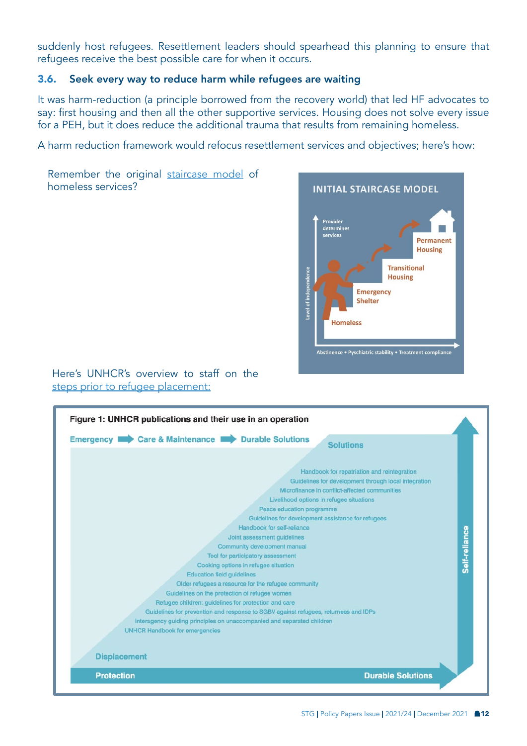suddenly host refugees. Resettlement leaders should spearhead this planning to ensure that refugees receive the best possible care for when it occurs.

### 3.6. Seek every way to reduce harm while refugees are waiting

It was harm-reduction (a principle borrowed from the recovery world) that led HF advocates to say: first housing and then all the other supportive services. Housing does not solve every issue for a PEH, but it does reduce the additional trauma that results from remaining homeless.

A harm reduction framework would refocus resettlement services and objectives; here's how:

Remember the original staircase model of homeless services?

**INITIAL STAIRCASE MODEL**

Provider determines services

Permanent Housing

Transitional Housing

Emergency Shelter

Homeless

Level of independence

Abstinence • Pyschiatric stability • Treatment compliance

Here's UNHCR's overview to staff on the steps prior to refugee placement:

**Figure 1: UNHCR publications and their use in an operation**

Emergency ➡ Care & Maintenance ➡ Durable Solutions

Solutions

- Handbook for repatriation and reintegration
- Guidelines for development through local integration
- Microfinance in conflict-affected communities
- Livelihood options in refugee situations
- Peace education programme
- Guidelines for development assistance for refugees
- Handbook for self-reliance
- Joint assessment guidelines
- Community development manual
- Tool for participatory assessment
- Cooking options in refugee situation
- Education field guidelines
- Older refugees a resource for the refugee community
- Guidelines on the protection of refugee women
- Refugee children: guidelines for protection and care
- Guidelines for prevention and response to SGBV against refugees, returnees and IDPs
- Interagency guiding principles on unaccompanied and separated children
- UNHCR Handbook for emergencies

Displacement

Protection — Durable Solutions

Self-reliance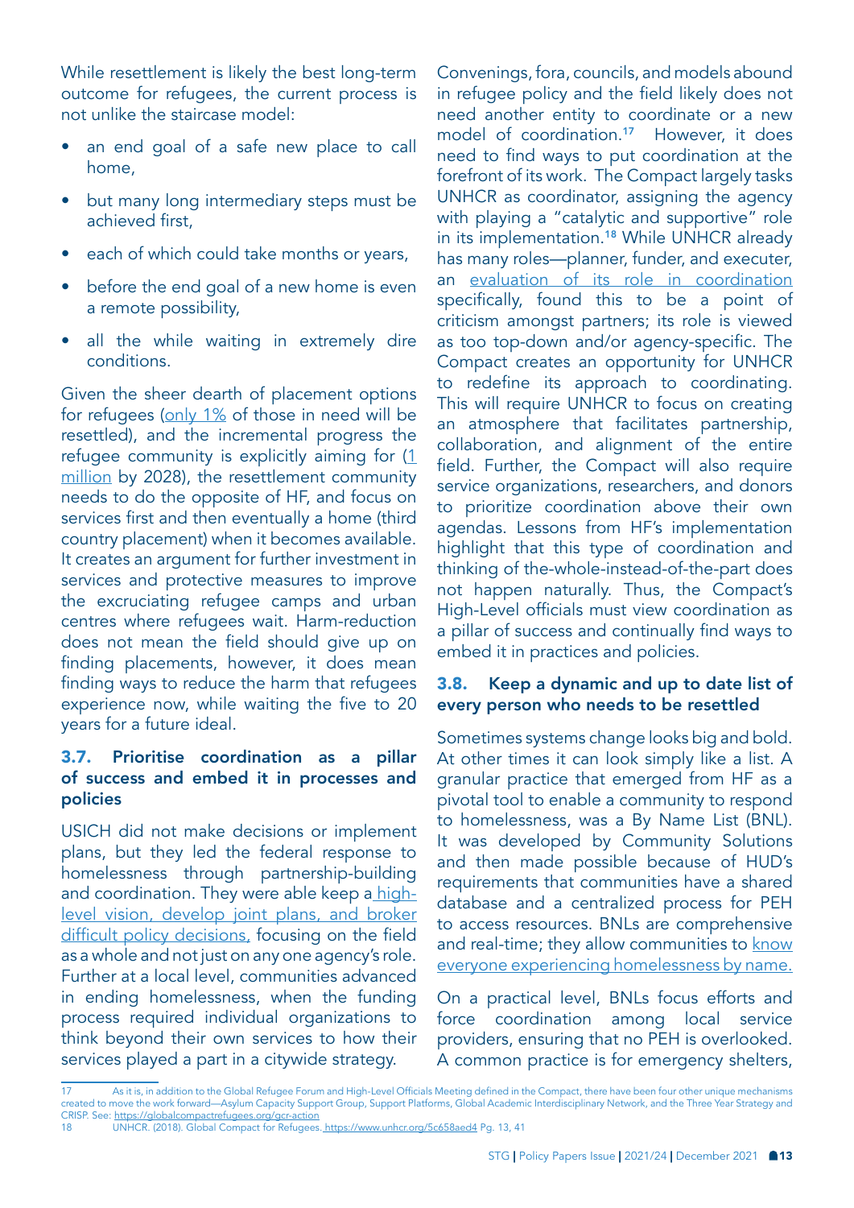While resettlement is likely the best long-term outcome for refugees, the current process is not unlike the staircase model:

- an end goal of a safe new place to call home,
- but many long intermediary steps must be achieved first,
- each of which could take months or years,
- before the end goal of a new home is even a remote possibility,
- all the while waiting in extremely dire conditions.

Given the sheer dearth of placement options for refugees (only 1% of those in need will be resettled), and the incremental progress the refugee community is explicitly aiming for (1 million by 2028), the resettlement community needs to do the opposite of HF, and focus on services first and then eventually a home (third country placement) when it becomes available. It creates an argument for further investment in services and protective measures to improve the excruciating refugee camps and urban centres where refugees wait. Harm-reduction does not mean the field should give up on finding placements, however, it does mean finding ways to reduce the harm that refugees experience now, while waiting the five to 20 years for a future ideal.

### 3.7. Prioritise coordination as a pillar of success and embed it in processes and policies

USICH did not make decisions or implement plans, but they led the federal response to homelessness through partnership-building and coordination. They were able keep a high-level vision, develop joint plans, and broker difficult policy decisions, focusing on the field as a whole and not just on any one agency's role. Further at a local level, communities advanced in ending homelessness, when the funding process required individual organizations to think beyond their own services to how their services played a part in a citywide strategy.

Convenings, fora, councils, and models abound in refugee policy and the field likely does not need another entity to coordinate or a new model of coordination.[17] However, it does need to find ways to put coordination at the forefront of its work. The Compact largely tasks UNHCR as coordinator, assigning the agency with playing a "catalytic and supportive" role in its implementation.[18] While UNHCR already has many roles—planner, funder, and executer, an evaluation of its role in coordination specifically, found this to be a point of criticism amongst partners; its role is viewed as too top-down and/or agency-specific. The Compact creates an opportunity for UNHCR to redefine its approach to coordinating. This will require UNHCR to focus on creating an atmosphere that facilitates partnership, collaboration, and alignment of the entire field. Further, the Compact will also require service organizations, researchers, and donors to prioritize coordination above their own agendas. Lessons from HF's implementation highlight that this type of coordination and thinking of the-whole-instead-of-the-part does not happen naturally. Thus, the Compact's High-Level officials must view coordination as a pillar of success and continually find ways to embed it in practices and policies.

### 3.8. Keep a dynamic and up to date list of every person who needs to be resettled

Sometimes systems change looks big and bold. At other times it can look simply like a list. A granular practice that emerged from HF as a pivotal tool to enable a community to respond to homelessness, was a By Name List (BNL). It was developed by Community Solutions and then made possible because of HUD's requirements that communities have a shared database and a centralized process for PEH to access resources. BNLs are comprehensive and real-time; they allow communities to know everyone experiencing homelessness by name.

On a practical level, BNLs focus efforts and force coordination among local service providers, ensuring that no PEH is overlooked. A common practice is for emergency shelters,

---

17 As it is, in addition to the Global Refugee Forum and High-Level Officials Meeting defined in the Compact, there have been four other unique mechanisms created to move the work forward—Asylum Capacity Support Group, Support Platforms, Global Academic Interdisciplinary Network, and the Three Year Strategy and CRISP. See: https://globalcompactrefugees.org/gcr-action

18 UNHCR. (2018). Global Compact for Refugees. https://www.unhcr.org/5c658aed4 Pg. 13, 41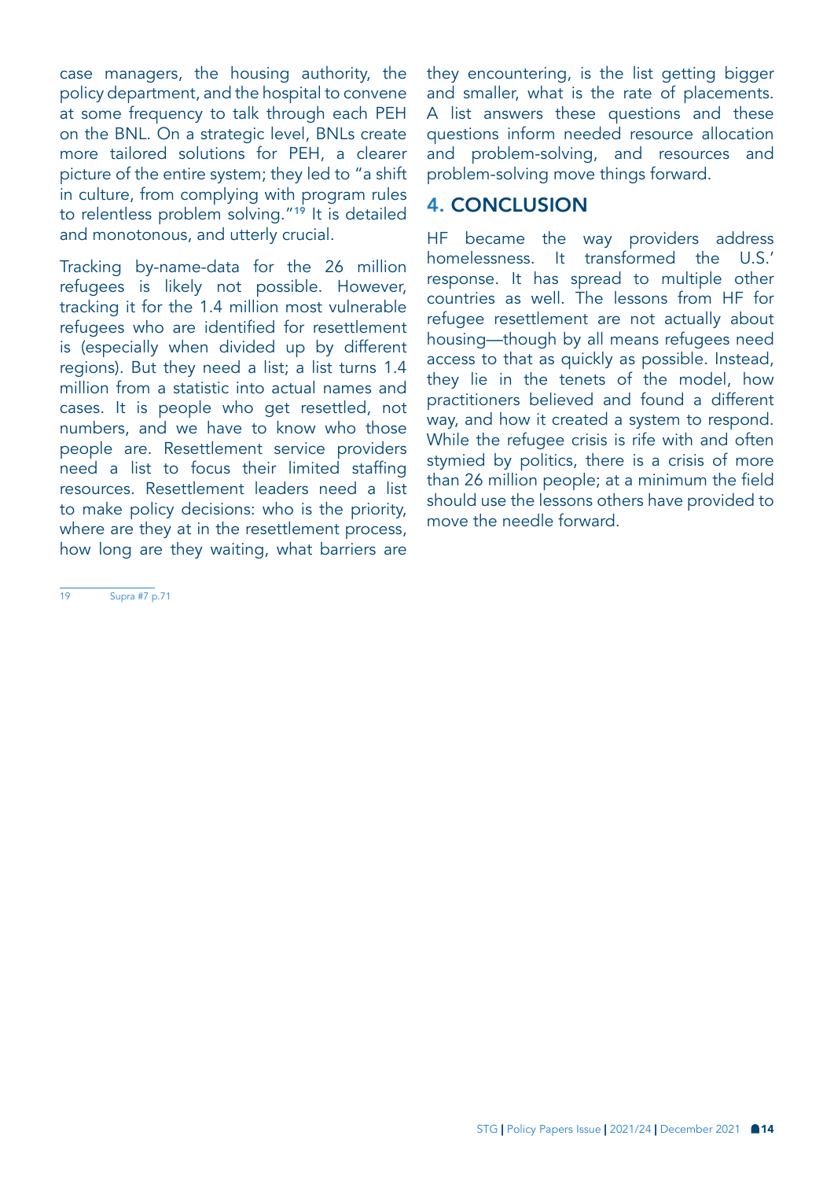case managers, the housing authority, the policy department, and the hospital to convene at some frequency to talk through each PEH on the BNL. On a strategic level, BNLs create more tailored solutions for PEH, a clearer picture of the entire system; they led to "a shift in culture, from complying with program rules to relentless problem solving."[19] It is detailed and monotonous, and utterly crucial.

Tracking by-name-data for the 26 million refugees is likely not possible. However, tracking it for the 1.4 million most vulnerable refugees who are identified for resettlement is (especially when divided up by different regions). But they need a list; a list turns 1.4 million from a statistic into actual names and cases. It is people who get resettled, not numbers, and we have to know who those people are. Resettlement service providers need a list to focus their limited staffing resources. Resettlement leaders need a list to make policy decisions: who is the priority, where are they at in the resettlement process, how long are they waiting, what barriers are they encountering, is the list getting bigger and smaller, what is the rate of placements. A list answers these questions and these questions inform needed resource allocation and problem-solving, and resources and problem-solving move things forward.

## 4. CONCLUSION

HF became the way providers address homelessness. It transformed the U.S.' response. It has spread to multiple other countries as well. The lessons from HF for refugee resettlement are not actually about housing—though by all means refugees need access to that as quickly as possible. Instead, they lie in the tenets of the model, how practitioners believed and found a different way, and how it created a system to respond. While the refugee crisis is rife with and often stymied by politics, there is a crisis of more than 26 million people; at a minimum the field should use the lessons others have provided to move the needle forward.

---

19 Supra #7 p.71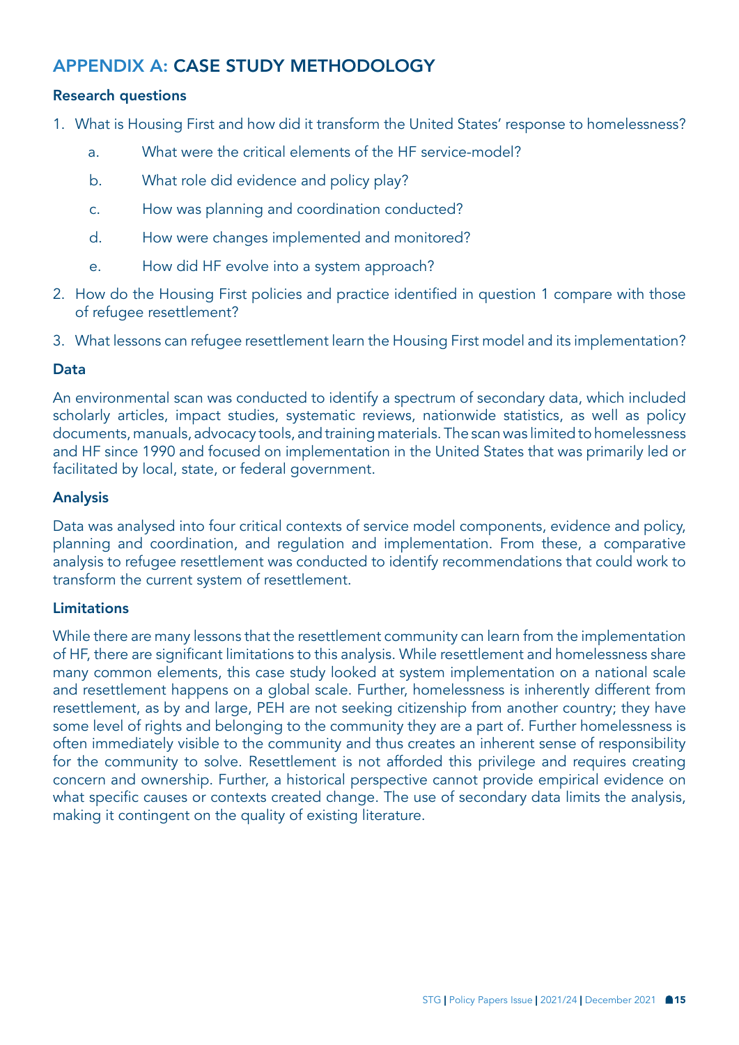## APPENDIX A: CASE STUDY METHODOLOGY

### Research questions

1. What is Housing First and how did it transform the United States' response to homelessness?
   a. What were the critical elements of the HF service-model?
   b. What role did evidence and policy play?
   c. How was planning and coordination conducted?
   d. How were changes implemented and monitored?
   e. How did HF evolve into a system approach?
2. How do the Housing First policies and practice identified in question 1 compare with those of refugee resettlement?
3. What lessons can refugee resettlement learn the Housing First model and its implementation?

### Data

An environmental scan was conducted to identify a spectrum of secondary data, which included scholarly articles, impact studies, systematic reviews, nationwide statistics, as well as policy documents, manuals, advocacy tools, and training materials. The scan was limited to homelessness and HF since 1990 and focused on implementation in the United States that was primarily led or facilitated by local, state, or federal government.

### Analysis

Data was analysed into four critical contexts of service model components, evidence and policy, planning and coordination, and regulation and implementation. From these, a comparative analysis to refugee resettlement was conducted to identify recommendations that could work to transform the current system of resettlement.

### Limitations

While there are many lessons that the resettlement community can learn from the implementation of HF, there are significant limitations to this analysis. While resettlement and homelessness share many common elements, this case study looked at system implementation on a national scale and resettlement happens on a global scale. Further, homelessness is inherently different from resettlement, as by and large, PEH are not seeking citizenship from another country; they have some level of rights and belonging to the community they are a part of. Further homelessness is often immediately visible to the community and thus creates an inherent sense of responsibility for the community to solve. Resettlement is not afforded this privilege and requires creating concern and ownership. Further, a historical perspective cannot provide empirical evidence on what specific causes or contexts created change. The use of secondary data limits the analysis, making it contingent on the quality of existing literature.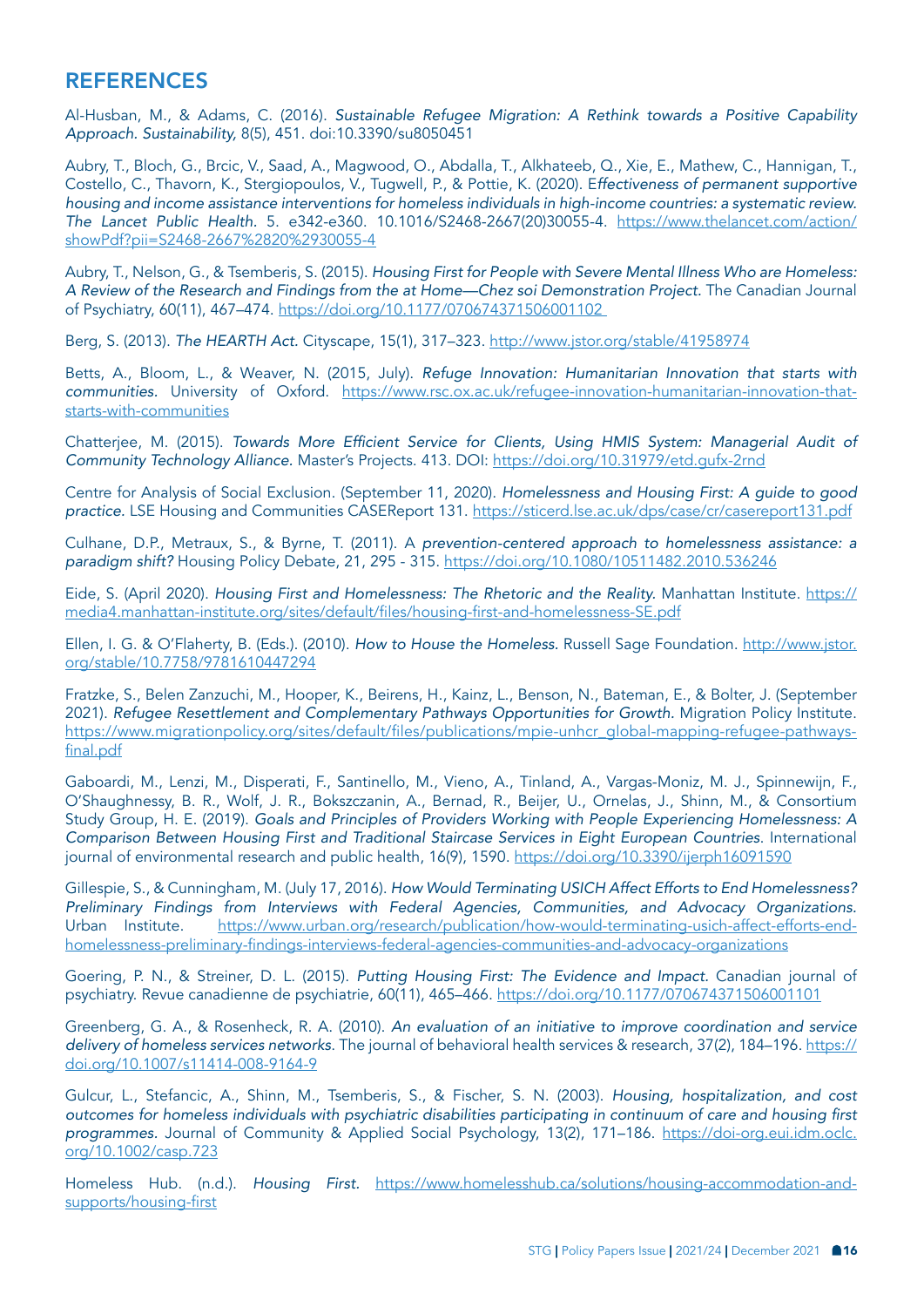## REFERENCES

Al-Husban, M., & Adams, C. (2016). *Sustainable Refugee Migration: A Rethink towards a Positive Capability Approach. Sustainability,* 8(5), 451. doi:10.3390/su8050451

Aubry, T., Bloch, G., Brcic, V., Saad, A., Magwood, O., Abdalla, T., Alkhateeb, Q., Xie, E., Mathew, C., Hannigan, T., Costello, C., Thavorn, K., Stergiopoulos, V., Tugwell, P., & Pottie, K. (2020). E*ffectiveness of permanent supportive housing and income assistance interventions for homeless individuals in high-income countries: a systematic review. The Lancet Public Health.* 5. e342-e360. 10.1016/S2468-2667(20)30055-4. https://www.thelancet.com/action/showPdf?pii=S2468-2667%2820%2930055-4

Aubry, T., Nelson, G., & Tsemberis, S. (2015). *Housing First for People with Severe Mental Illness Who are Homeless: A Review of the Research and Findings from the at Home—Chez soi Demonstration Project.* The Canadian Journal of Psychiatry, 60(11), 467–474. https://doi.org/10.1177/070674371506001102

Berg, S. (2013). *The HEARTH Act.* Cityscape, 15(1), 317–323. http://www.jstor.org/stable/41958974

Betts, A., Bloom, L., & Weaver, N. (2015, July). *Refuge Innovation: Humanitarian Innovation that starts with communities.* University of Oxford. https://www.rsc.ox.ac.uk/refugee-innovation-humanitarian-innovation-that-starts-with-communities

Chatterjee, M. (2015). *Towards More Efficient Service for Clients, Using HMIS System: Managerial Audit of Community Technology Alliance.* Master's Projects. 413. DOI: https://doi.org/10.31979/etd.gufx-2rnd

Centre for Analysis of Social Exclusion. (September 11, 2020). *Homelessness and Housing First: A guide to good practice.* LSE Housing and Communities CASEReport 131. https://sticerd.lse.ac.uk/dps/case/cr/casereport131.pdf

Culhane, D.P., Metraux, S., & Byrne, T. (2011). A *prevention-centered approach to homelessness assistance: a paradigm shift?* Housing Policy Debate, 21, 295 - 315. https://doi.org/10.1080/10511482.2010.536246

Eide, S. (April 2020). *Housing First and Homelessness: The Rhetoric and the Reality.* Manhattan Institute. https://media4.manhattan-institute.org/sites/default/files/housing-first-and-homelessness-SE.pdf

Ellen, I. G. & O'Flaherty, B. (Eds.). (2010). *How to House the Homeless.* Russell Sage Foundation. http://www.jstor.org/stable/10.7758/9781610447294

Fratzke, S., Belen Zanzuchi, M., Hooper, K., Beirens, H., Kainz, L., Benson, N., Bateman, E., & Bolter, J. (September 2021). *Refugee Resettlement and Complementary Pathways Opportunities for Growth.* Migration Policy Institute. https://www.migrationpolicy.org/sites/default/files/publications/mpie-unhcr_global-mapping-refugee-pathways-final.pdf

Gaboardi, M., Lenzi, M., Disperati, F., Santinello, M., Vieno, A., Tinland, A., Vargas-Moniz, M. J., Spinnewijn, F., O'Shaughnessy, B. R., Wolf, J. R., Bokszczanin, A., Bernad, R., Beijer, U., Ornelas, J., Shinn, M., & Consortium Study Group, H. E. (2019). *Goals and Principles of Providers Working with People Experiencing Homelessness: A Comparison Between Housing First and Traditional Staircase Services in Eight European Countries.* International journal of environmental research and public health, 16(9), 1590. https://doi.org/10.3390/ijerph16091590

Gillespie, S., & Cunningham, M. (July 17, 2016). *How Would Terminating USICH Affect Efforts to End Homelessness? Preliminary Findings from Interviews with Federal Agencies, Communities, and Advocacy Organizations.* Urban Institute. https://www.urban.org/research/publication/how-would-terminating-usich-affect-efforts-end-homelessness-preliminary-findings-interviews-federal-agencies-communities-and-advocacy-organizations

Goering, P. N., & Streiner, D. L. (2015). *Putting Housing First: The Evidence and Impact.* Canadian journal of psychiatry. Revue canadienne de psychiatrie, 60(11), 465–466. https://doi.org/10.1177/070674371506001101

Greenberg, G. A., & Rosenheck, R. A. (2010). *An evaluation of an initiative to improve coordination and service delivery of homeless services networks.* The journal of behavioral health services & research, 37(2), 184–196. https://doi.org/10.1007/s11414-008-9164-9

Gulcur, L., Stefancic, A., Shinn, M., Tsemberis, S., & Fischer, S. N. (2003). *Housing, hospitalization, and cost outcomes for homeless individuals with psychiatric disabilities participating in continuum of care and housing first programmes.* Journal of Community & Applied Social Psychology, 13(2), 171–186. https://doi-org.eui.idm.oclc.org/10.1002/casp.723

Homeless Hub. (n.d.). *Housing First.* https://www.homelesshub.ca/solutions/housing-accommodation-and-supports/housing-first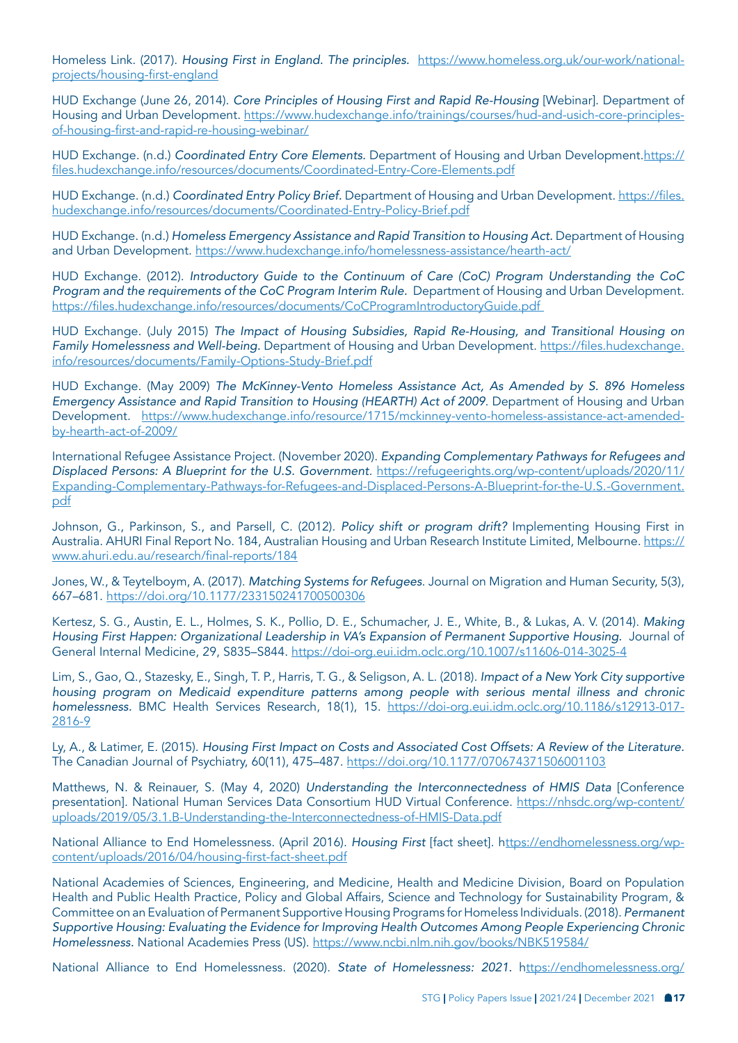Homeless Link. (2017). *Housing First in England. The principles.* https://www.homeless.org.uk/our-work/national-projects/housing-first-england

HUD Exchange (June 26, 2014). *Core Principles of Housing First and Rapid Re-Housing* [Webinar]. Department of Housing and Urban Development. https://www.hudexchange.info/trainings/courses/hud-and-usich-core-principles-of-housing-first-and-rapid-re-housing-webinar/

HUD Exchange. (n.d.) *Coordinated Entry Core Elements.* Department of Housing and Urban Development. https://files.hudexchange.info/resources/documents/Coordinated-Entry-Core-Elements.pdf

HUD Exchange. (n.d.) *Coordinated Entry Policy Brief.* Department of Housing and Urban Development. https://files.hudexchange.info/resources/documents/Coordinated-Entry-Policy-Brief.pdf

HUD Exchange. (n.d.) *Homeless Emergency Assistance and Rapid Transition to Housing Act.* Department of Housing and Urban Development. https://www.hudexchange.info/homelessness-assistance/hearth-act/

HUD Exchange. (2012). *Introductory Guide to the Continuum of Care (CoC) Program Understanding the CoC Program and the requirements of the CoC Program Interim Rule.* Department of Housing and Urban Development. https://files.hudexchange.info/resources/documents/CoCProgramIntroductoryGuide.pdf

HUD Exchange. (July 2015) *The Impact of Housing Subsidies, Rapid Re-Housing, and Transitional Housing on Family Homelessness and Well-being.* Department of Housing and Urban Development. https://files.hudexchange.info/resources/documents/Family-Options-Study-Brief.pdf

HUD Exchange. (May 2009) *The McKinney-Vento Homeless Assistance Act, As Amended by S. 896 Homeless Emergency Assistance and Rapid Transition to Housing (HEARTH) Act of 2009.* Department of Housing and Urban Development. https://www.hudexchange.info/resource/1715/mckinney-vento-homeless-assistance-act-amended-by-hearth-act-of-2009/

International Refugee Assistance Project. (November 2020). *Expanding Complementary Pathways for Refugees and Displaced Persons: A Blueprint for the U.S. Government.* https://refugeerights.org/wp-content/uploads/2020/11/Expanding-Complementary-Pathways-for-Refugees-and-Displaced-Persons-A-Blueprint-for-the-U.S.-Government.pdf

Johnson, G., Parkinson, S., and Parsell, C. (2012). *Policy shift or program drift?* Implementing Housing First in Australia. AHURI Final Report No. 184, Australian Housing and Urban Research Institute Limited, Melbourne. https://www.ahuri.edu.au/research/final-reports/184

Jones, W., & Teytelboym, A. (2017). *Matching Systems for Refugees.* Journal on Migration and Human Security, 5(3), 667–681. https://doi.org/10.1177/233150241700500306

Kertesz, S. G., Austin, E. L., Holmes, S. K., Pollio, D. E., Schumacher, J. E., White, B., & Lukas, A. V. (2014). *Making Housing First Happen: Organizational Leadership in VA's Expansion of Permanent Supportive Housing.* Journal of General Internal Medicine, 29, S835–S844. https://doi-org.eui.idm.oclc.org/10.1007/s11606-014-3025-4

Lim, S., Gao, Q., Stazesky, E., Singh, T. P., Harris, T. G., & Seligson, A. L. (2018). *Impact of a New York City supportive housing program on Medicaid expenditure patterns among people with serious mental illness and chronic homelessness.* BMC Health Services Research, 18(1), 15. https://doi-org.eui.idm.oclc.org/10.1186/s12913-017-2816-9

Ly, A., & Latimer, E. (2015). *Housing First Impact on Costs and Associated Cost Offsets: A Review of the Literature.* The Canadian Journal of Psychiatry, 60(11), 475–487. https://doi.org/10.1177/070674371506001103

Matthews, N. & Reinauer, S. (May 4, 2020) *Understanding the Interconnectedness of HMIS Data* [Conference presentation]. National Human Services Data Consortium HUD Virtual Conference. https://nhsdc.org/wp-content/uploads/2019/05/3.1.B-Understanding-the-Interconnectedness-of-HMIS-Data.pdf

National Alliance to End Homelessness. (April 2016). *Housing First* [fact sheet]. https://endhomelessness.org/wp-content/uploads/2016/04/housing-first-fact-sheet.pdf

National Academies of Sciences, Engineering, and Medicine, Health and Medicine Division, Board on Population Health and Public Health Practice, Policy and Global Affairs, Science and Technology for Sustainability Program, & Committee on an Evaluation of Permanent Supportive Housing Programs for Homeless Individuals. (2018). *Permanent Supportive Housing: Evaluating the Evidence for Improving Health Outcomes Among People Experiencing Chronic Homelessness.* National Academies Press (US). https://www.ncbi.nlm.nih.gov/books/NBK519584/

National Alliance to End Homelessness. (2020). *State of Homelessness: 2021.* https://endhomelessness.org/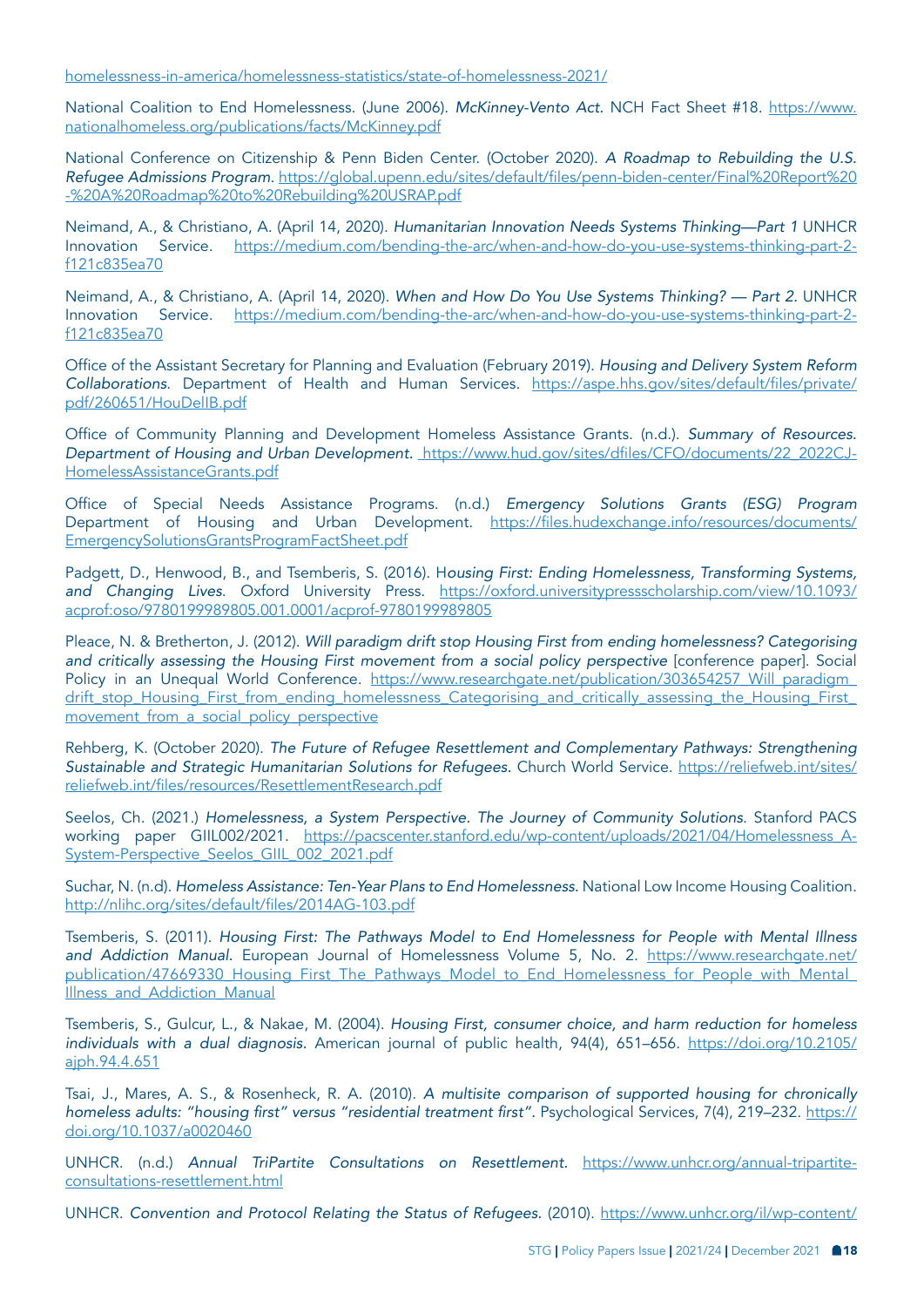homelessness-in-america/homelessness-statistics/state-of-homelessness-2021/

National Coalition to End Homelessness. (June 2006). *McKinney-Vento Act.* NCH Fact Sheet #18. https://www.nationalhomeless.org/publications/facts/McKinney.pdf

National Conference on Citizenship & Penn Biden Center. (October 2020). *A Roadmap to Rebuilding the U.S. Refugee Admissions Program.* https://global.upenn.edu/sites/default/files/penn-biden-center/Final%20Report%20-%20A%20Roadmap%20to%20Rebuilding%20USRAP.pdf

Neimand, A., & Christiano, A. (April 14, 2020). *Humanitarian Innovation Needs Systems Thinking—Part 1* UNHCR Innovation Service. https://medium.com/bending-the-arc/when-and-how-do-you-use-systems-thinking-part-2-f121c835ea70

Neimand, A., & Christiano, A. (April 14, 2020). *When and How Do You Use Systems Thinking? — Part 2.* UNHCR Innovation Service. https://medium.com/bending-the-arc/when-and-how-do-you-use-systems-thinking-part-2-f121c835ea70

Office of the Assistant Secretary for Planning and Evaluation (February 2019). *Housing and Delivery System Reform Collaborations.* Department of Health and Human Services. https://aspe.hhs.gov/sites/default/files/private/pdf/260651/HouDelIB.pdf

Office of Community Planning and Development Homeless Assistance Grants. (n.d.). *Summary of Resources. Department of Housing and Urban Development.* https://www.hud.gov/sites/dfiles/CFO/documents/22_2022CJ-HomelessAssistanceGrants.pdf

Office of Special Needs Assistance Programs. (n.d.) *Emergency Solutions Grants (ESG) Program* Department of Housing and Urban Development. https://files.hudexchange.info/resources/documents/EmergencySolutionsGrantsProgramFactSheet.pdf

Padgett, D., Henwood, B., and Tsemberis, S. (2016). H*ousing First: Ending Homelessness, Transforming Systems, and Changing Lives.* Oxford University Press. https://oxford.universitypressscholarship.com/view/10.1093/acprof:oso/9780199989805.001.0001/acprof-9780199989805

Pleace, N. & Bretherton, J. (2012). *Will paradigm drift stop Housing First from ending homelessness? Categorising and critically assessing the Housing First movement from a social policy perspective* [conference paper]. Social Policy in an Unequal World Conference. https://www.researchgate.net/publication/303654257_Will_paradigm_drift_stop_Housing_First_from_ending_homelessness_Categorising_and_critically_assessing_the_Housing_First_movement_from_a_social_policy_perspective

Rehberg, K. (October 2020). *The Future of Refugee Resettlement and Complementary Pathways: Strengthening Sustainable and Strategic Humanitarian Solutions for Refugees.* Church World Service. https://reliefweb.int/sites/reliefweb.int/files/resources/ResettlementResearch.pdf

Seelos, Ch. (2021.) *Homelessness, a System Perspective. The Journey of Community Solutions.* Stanford PACS working paper GIIL002/2021. https://pacscenter.stanford.edu/wp-content/uploads/2021/04/Homelessness_A-System-Perspective_Seelos_GIIL_002_2021.pdf

Suchar, N. (n.d). *Homeless Assistance: Ten-Year Plans to End Homelessness.* National Low Income Housing Coalition. http://nlihc.org/sites/default/files/2014AG-103.pdf

Tsemberis, S. (2011). *Housing First: The Pathways Model to End Homelessness for People with Mental Illness and Addiction Manual.* European Journal of Homelessness Volume 5, No. 2. https://www.researchgate.net/publication/47669330_Housing_First_The_Pathways_Model_to_End_Homelessness_for_People_with_Mental_Illness_and_Addiction_Manual

Tsemberis, S., Gulcur, L., & Nakae, M. (2004). *Housing First, consumer choice, and harm reduction for homeless individuals with a dual diagnosis.* American journal of public health, 94(4), 651–656. https://doi.org/10.2105/ajph.94.4.651

Tsai, J., Mares, A. S., & Rosenheck, R. A. (2010). *A multisite comparison of supported housing for chronically homeless adults: "housing first" versus "residential treatment first".* Psychological Services, 7(4), 219–232. https://doi.org/10.1037/a0020460

UNHCR. (n.d.) *Annual TriPartite Consultations on Resettlement.* https://www.unhcr.org/annual-tripartite-consultations-resettlement.html

UNHCR. *Convention and Protocol Relating the Status of Refugees.* (2010). https://www.unhcr.org/il/wp-content/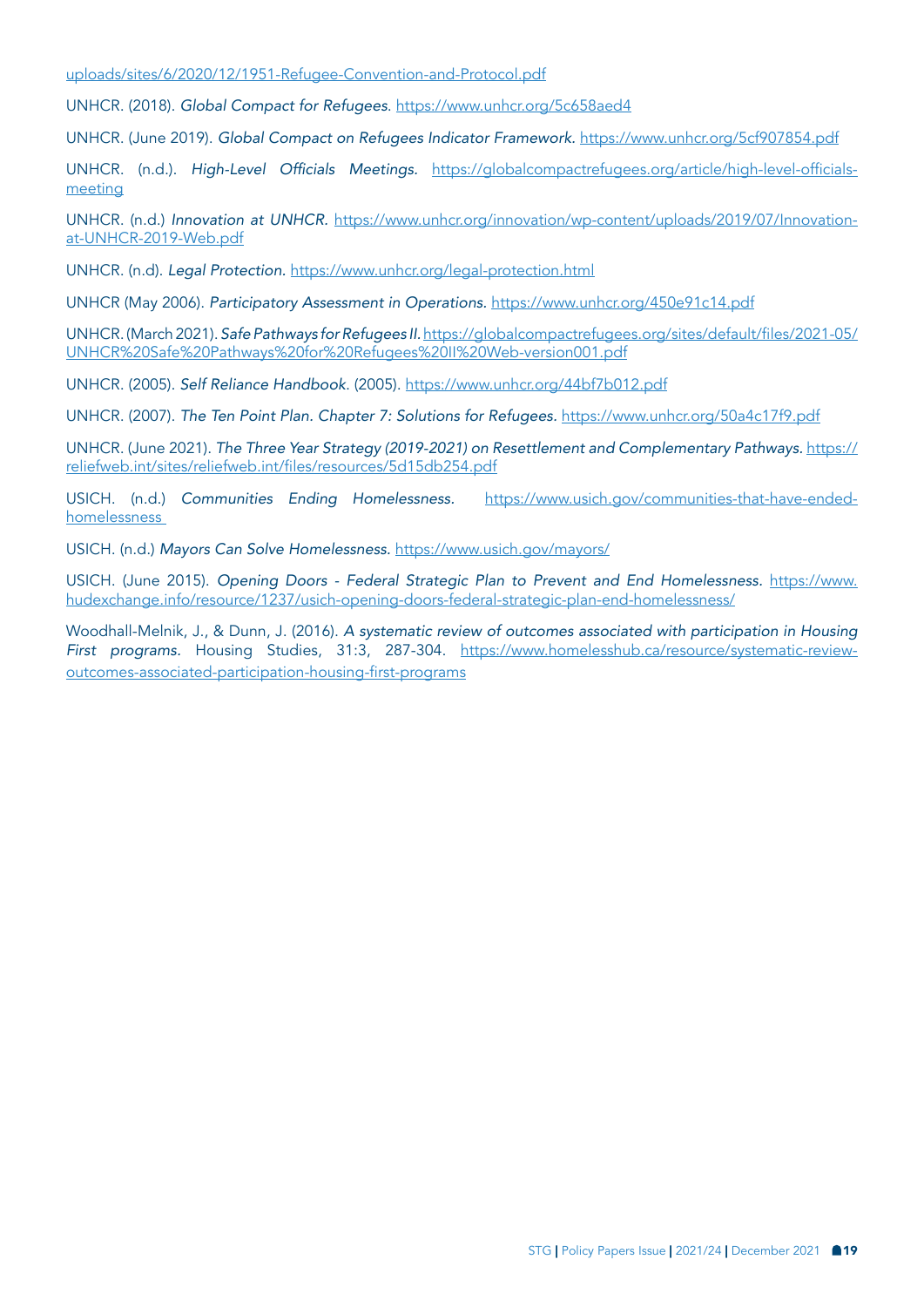uploads/sites/6/2020/12/1951-Refugee-Convention-and-Protocol.pdf

UNHCR. (2018). *Global Compact for Refugees.* https://www.unhcr.org/5c658aed4

UNHCR. (June 2019). *Global Compact on Refugees Indicator Framework.* https://www.unhcr.org/5cf907854.pdf

UNHCR. (n.d.). *High-Level Officials Meetings.* https://globalcompactrefugees.org/article/high-level-officials-meeting

UNHCR. (n.d.) *Innovation at UNHCR.* https://www.unhcr.org/innovation/wp-content/uploads/2019/07/Innovation-at-UNHCR-2019-Web.pdf

UNHCR. (n.d). *Legal Protection.* https://www.unhcr.org/legal-protection.html

UNHCR (May 2006). *Participatory Assessment in Operations.* https://www.unhcr.org/450e91c14.pdf

UNHCR. (March 2021). *Safe Pathways for Refugees II.* https://globalcompactrefugees.org/sites/default/files/2021-05/UNHCR%20Safe%20Pathways%20for%20Refugees%20II%20Web-version001.pdf

UNHCR. (2005). *Self Reliance Handbook.* (2005). https://www.unhcr.org/44bf7b012.pdf

UNHCR. (2007). *The Ten Point Plan. Chapter 7: Solutions for Refugees.* https://www.unhcr.org/50a4c17f9.pdf

UNHCR. (June 2021). *The Three Year Strategy (2019-2021) on Resettlement and Complementary Pathways.* https://reliefweb.int/sites/reliefweb.int/files/resources/5d15db254.pdf

USICH. (n.d.) *Communities Ending Homelessness.* https://www.usich.gov/communities-that-have-ended-homelessness

USICH. (n.d.) *Mayors Can Solve Homelessness.* https://www.usich.gov/mayors/

USICH. (June 2015). *Opening Doors - Federal Strategic Plan to Prevent and End Homelessness.* https://www.hudexchange.info/resource/1237/usich-opening-doors-federal-strategic-plan-end-homelessness/

Woodhall-Melnik, J., & Dunn, J. (2016). *A systematic review of outcomes associated with participation in Housing First programs.* Housing Studies, 31:3, 287-304. https://www.homelesshub.ca/resource/systematic-review-outcomes-associated-participation-housing-first-programs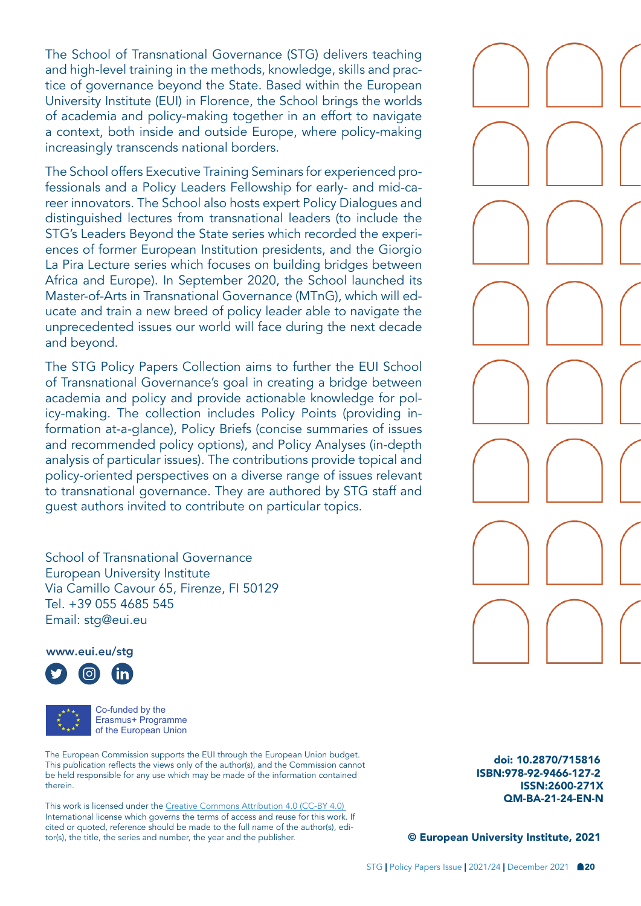The School of Transnational Governance (STG) delivers teaching and high-level training in the methods, knowledge, skills and practice of governance beyond the State. Based within the European University Institute (EUI) in Florence, the School brings the worlds of academia and policy-making together in an effort to navigate a context, both inside and outside Europe, where policy-making increasingly transcends national borders.

The School offers Executive Training Seminars for experienced professionals and a Policy Leaders Fellowship for early- and mid-career innovators. The School also hosts expert Policy Dialogues and distinguished lectures from transnational leaders (to include the STG's Leaders Beyond the State series which recorded the experiences of former European Institution presidents, and the Giorgio La Pira Lecture series which focuses on building bridges between Africa and Europe). In September 2020, the School launched its Master-of-Arts in Transnational Governance (MTnG), which will educate and train a new breed of policy leader able to navigate the unprecedented issues our world will face during the next decade and beyond.

The STG Policy Papers Collection aims to further the EUI School of Transnational Governance's goal in creating a bridge between academia and policy and provide actionable knowledge for policy-making. The collection includes Policy Points (providing information at-a-glance), Policy Briefs (concise summaries of issues and recommended policy options), and Policy Analyses (in-depth analysis of particular issues). The contributions provide topical and policy-oriented perspectives on a diverse range of issues relevant to transnational governance. They are authored by STG staff and guest authors invited to contribute on particular topics.

School of Transnational Governance
European University Institute
Via Camillo Cavour 65, Firenze, FI 50129
Tel. +39 055 4685 545
Email: stg@eui.eu

**www.eui.eu/stg**

Co-funded by the Erasmus+ Programme of the European Union

The European Commission supports the EUI through the European Union budget. This publication reflects the views only of the author(s), and the Commission cannot be held responsible for any use which may be made of the information contained therein.

This work is licensed under the Creative Commons Attribution 4.0 (CC-BY 4.0) International license which governs the terms of access and reuse for this work. If cited or quoted, reference should be made to the full name of the author(s), editor(s), the title, the series and number, the year and the publisher.

**doi: 10.2870/715816**
**ISBN:978-92-9466-127-2**
**ISSN:2600-271X**
**QM-BA-21-24-EN-N**

**© European University Institute, 2021**